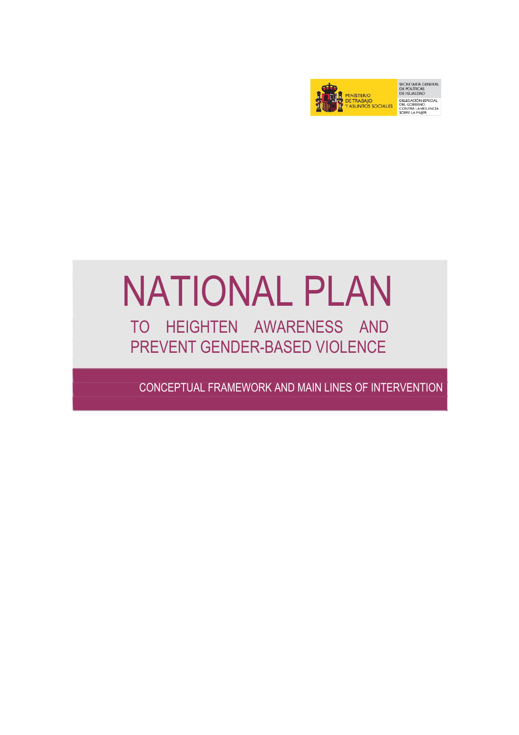MINISTERIO DE TRABAJO Y ASUNTOS SOCIALES

SECRETARÍA GENERAL DE POLÍTICAS DE IGUALDAD

DELEGACIÓN ESPECIAL DEL GOBIERNO CONTRA LA VIOLENCIA SOBRE LA MUJER

# NATIONAL PLAN

## TO HEIGHTEN AWARENESS AND PREVENT GENDER-BASED VIOLENCE

### CONCEPTUAL FRAMEWORK AND MAIN LINES OF INTERVENTION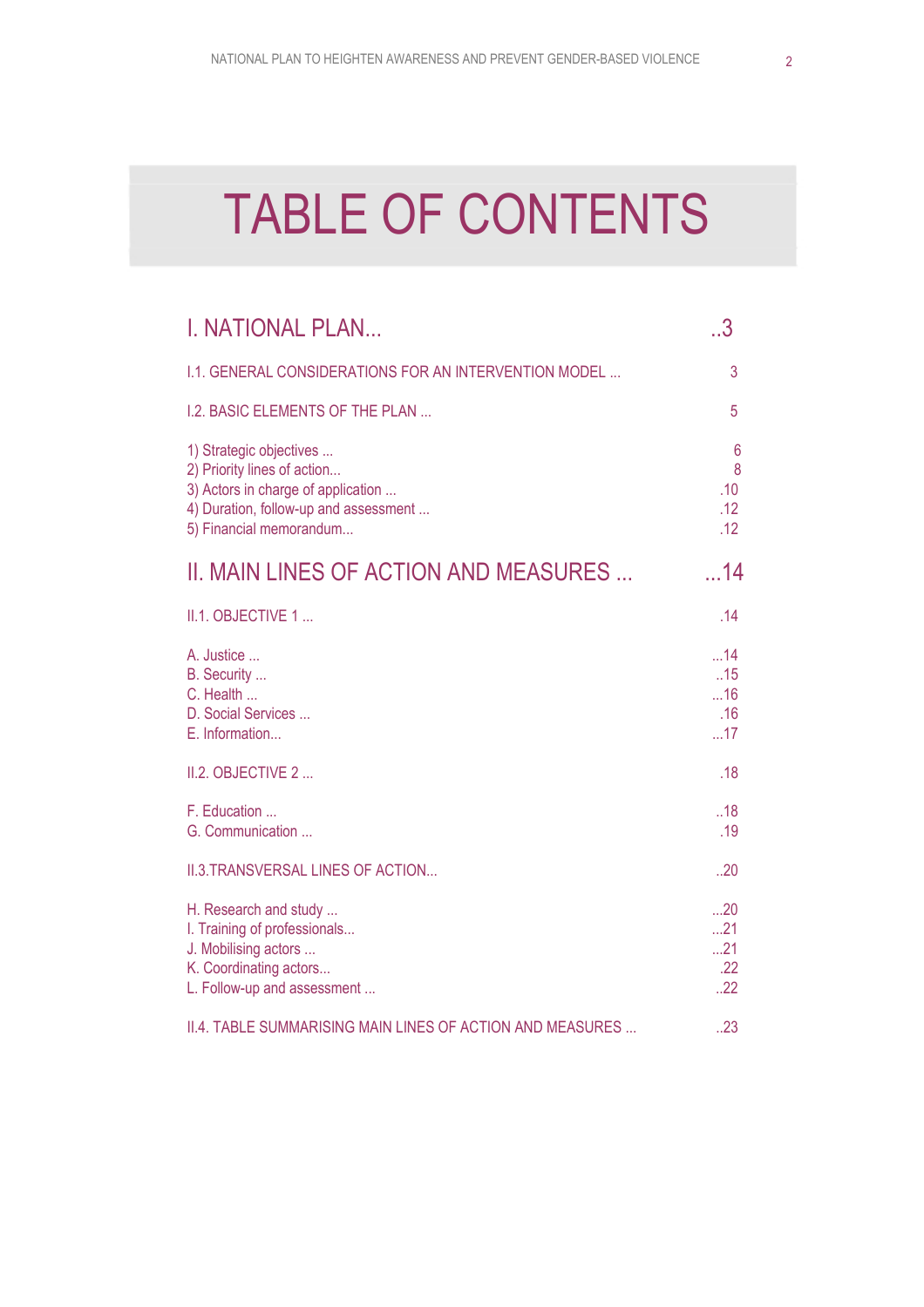# TABLE OF CONTENTS

| | |
|---|---|
| **I. NATIONAL PLAN...** | **..3** |
| I.1. GENERAL CONSIDERATIONS FOR AN INTERVENTION MODEL ... | 3 |
| I.2. BASIC ELEMENTS OF THE PLAN ... | 5 |
| 1) Strategic objectives ... | 6 |
| 2) Priority lines of action... | 8 |
| 3) Actors in charge of application ... | .10 |
| 4) Duration, follow-up and assessment ... | .12 |
| 5) Financial memorandum... | .12 |
| **II. MAIN LINES OF ACTION AND MEASURES ...** | **...14** |
| II.1. OBJECTIVE 1 ... | .14 |
| A. Justice ... | ...14 |
| B. Security ... | ..15 |
| C. Health ... | ...16 |
| D. Social Services ... | .16 |
| E. Information... | ...17 |
| II.2. OBJECTIVE 2 ... | .18 |
| F. Education ... | ..18 |
| G. Communication ... | .19 |
| II.3.TRANSVERSAL LINES OF ACTION... | ..20 |
| H. Research and study ... | ...20 |
| I. Training of professionals... | ...21 |
| J. Mobilising actors ... | ...21 |
| K. Coordinating actors... | .22 |
| L. Follow-up and assessment ... | ..22 |
| II.4. TABLE SUMMARISING MAIN LINES OF ACTION AND MEASURES ... | ..23 |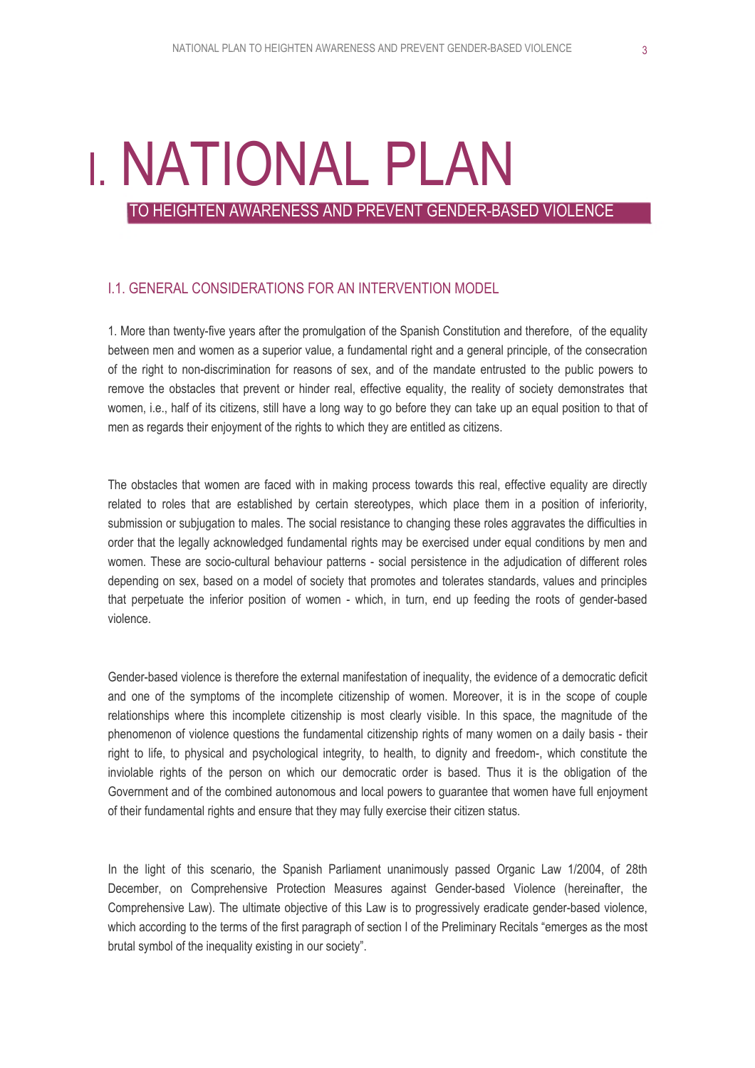# I. NATIONAL PLAN

## TO HEIGHTEN AWARENESS AND PREVENT GENDER-BASED VIOLENCE

### I.1. GENERAL CONSIDERATIONS FOR AN INTERVENTION MODEL

1. More than twenty-five years after the promulgation of the Spanish Constitution and therefore, of the equality between men and women as a superior value, a fundamental right and a general principle, of the consecration of the right to non-discrimination for reasons of sex, and of the mandate entrusted to the public powers to remove the obstacles that prevent or hinder real, effective equality, the reality of society demonstrates that women, i.e., half of its citizens, still have a long way to go before they can take up an equal position to that of men as regards their enjoyment of the rights to which they are entitled as citizens.

The obstacles that women are faced with in making process towards this real, effective equality are directly related to roles that are established by certain stereotypes, which place them in a position of inferiority, submission or subjugation to males. The social resistance to changing these roles aggravates the difficulties in order that the legally acknowledged fundamental rights may be exercised under equal conditions by men and women. These are socio-cultural behaviour patterns - social persistence in the adjudication of different roles depending on sex, based on a model of society that promotes and tolerates standards, values and principles that perpetuate the inferior position of women - which, in turn, end up feeding the roots of gender-based violence.

Gender-based violence is therefore the external manifestation of inequality, the evidence of a democratic deficit and one of the symptoms of the incomplete citizenship of women. Moreover, it is in the scope of couple relationships where this incomplete citizenship is most clearly visible. In this space, the magnitude of the phenomenon of violence questions the fundamental citizenship rights of many women on a daily basis - their right to life, to physical and psychological integrity, to health, to dignity and freedom-, which constitute the inviolable rights of the person on which our democratic order is based. Thus it is the obligation of the Government and of the combined autonomous and local powers to guarantee that women have full enjoyment of their fundamental rights and ensure that they may fully exercise their citizen status.

In the light of this scenario, the Spanish Parliament unanimously passed Organic Law 1/2004, of 28th December, on Comprehensive Protection Measures against Gender-based Violence (hereinafter, the Comprehensive Law). The ultimate objective of this Law is to progressively eradicate gender-based violence, which according to the terms of the first paragraph of section I of the Preliminary Recitals "emerges as the most brutal symbol of the inequality existing in our society".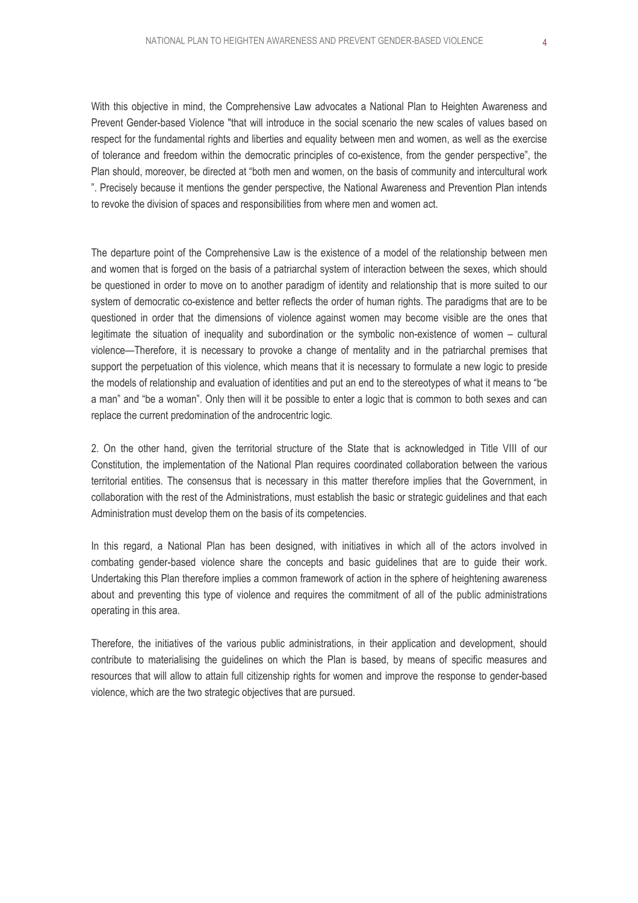With this objective in mind, the Comprehensive Law advocates a National Plan to Heighten Awareness and Prevent Gender-based Violence "that will introduce in the social scenario the new scales of values based on respect for the fundamental rights and liberties and equality between men and women, as well as the exercise of tolerance and freedom within the democratic principles of co-existence, from the gender perspective", the Plan should, moreover, be directed at "both men and women, on the basis of community and intercultural work ". Precisely because it mentions the gender perspective, the National Awareness and Prevention Plan intends to revoke the division of spaces and responsibilities from where men and women act.

The departure point of the Comprehensive Law is the existence of a model of the relationship between men and women that is forged on the basis of a patriarchal system of interaction between the sexes, which should be questioned in order to move on to another paradigm of identity and relationship that is more suited to our system of democratic co-existence and better reflects the order of human rights. The paradigms that are to be questioned in order that the dimensions of violence against women may become visible are the ones that legitimate the situation of inequality and subordination or the symbolic non-existence of women – cultural violence—Therefore, it is necessary to provoke a change of mentality and in the patriarchal premises that support the perpetuation of this violence, which means that it is necessary to formulate a new logic to preside the models of relationship and evaluation of identities and put an end to the stereotypes of what it means to "be a man" and "be a woman". Only then will it be possible to enter a logic that is common to both sexes and can replace the current predomination of the androcentric logic.

2. On the other hand, given the territorial structure of the State that is acknowledged in Title VIII of our Constitution, the implementation of the National Plan requires coordinated collaboration between the various territorial entities. The consensus that is necessary in this matter therefore implies that the Government, in collaboration with the rest of the Administrations, must establish the basic or strategic guidelines and that each Administration must develop them on the basis of its competencies.

In this regard, a National Plan has been designed, with initiatives in which all of the actors involved in combating gender-based violence share the concepts and basic guidelines that are to guide their work. Undertaking this Plan therefore implies a common framework of action in the sphere of heightening awareness about and preventing this type of violence and requires the commitment of all of the public administrations operating in this area.

Therefore, the initiatives of the various public administrations, in their application and development, should contribute to materialising the guidelines on which the Plan is based, by means of specific measures and resources that will allow to attain full citizenship rights for women and improve the response to gender-based violence, which are the two strategic objectives that are pursued.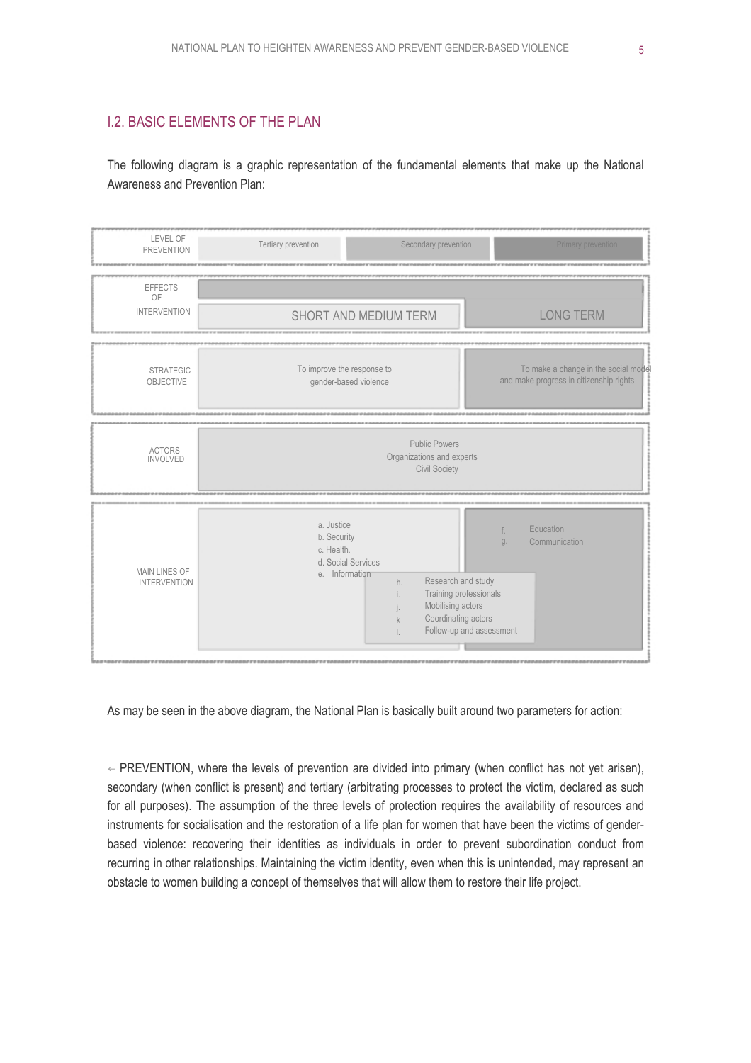## I.2. BASIC ELEMENTS OF THE PLAN

The following diagram is a graphic representation of the fundamental elements that make up the National Awareness and Prevention Plan:

| LEVEL OF PREVENTION | Tertiary prevention | Secondary prevention | Primary prevention |
|---|---|---|---|
| EFFECTS OF INTERVENTION | SHORT AND MEDIUM TERM | | LONG TERM |
| STRATEGIC OBJECTIVE | To improve the response to gender-based violence | | To make a change in the social model and make progress in citizenship rights |
| ACTORS INVOLVED | Public Powers<br>Organizations and experts<br>Civil Society | | |
| MAIN LINES OF INTERVENTION | a. Justice<br>b. Security<br>c. Health.<br>d. Social Services<br>e. Information | h. Research and study<br>i. Training professionals<br>j. Mobilising actors<br>k Coordinating actors<br>l. Follow-up and assessment | f. Education<br>g. Communication |

As may be seen in the above diagram, the National Plan is basically built around two parameters for action:

← PREVENTION, where the levels of prevention are divided into primary (when conflict has not yet arisen), secondary (when conflict is present) and tertiary (arbitrating processes to protect the victim, declared as such for all purposes). The assumption of the three levels of protection requires the availability of resources and instruments for socialisation and the restoration of a life plan for women that have been the victims of gender-based violence: recovering their identities as individuals in order to prevent subordination conduct from recurring in other relationships. Maintaining the victim identity, even when this is unintended, may represent an obstacle to women building a concept of themselves that will allow them to restore their life project.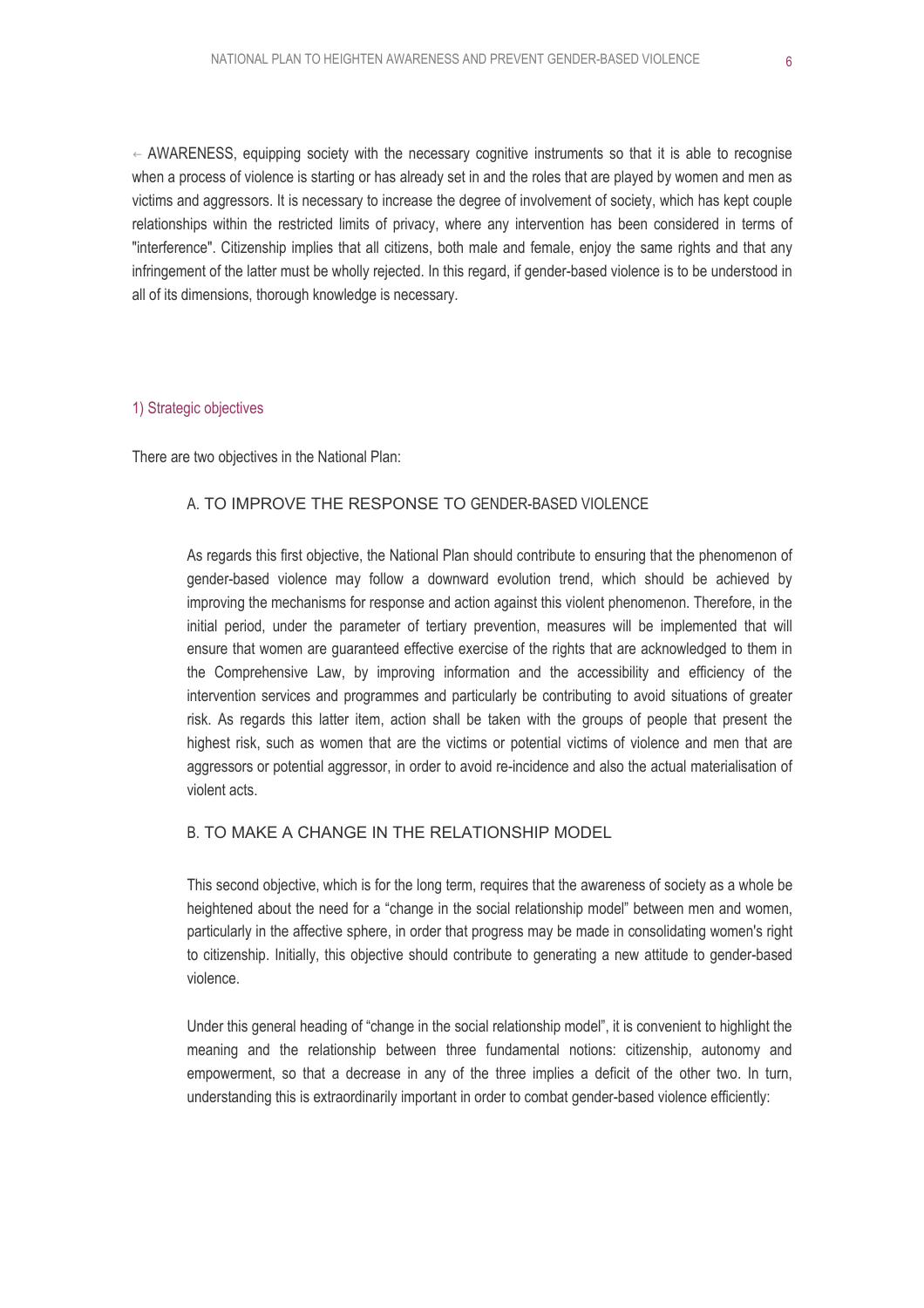- AWARENESS, equipping society with the necessary cognitive instruments so that it is able to recognise when a process of violence is starting or has already set in and the roles that are played by women and men as victims and aggressors. It is necessary to increase the degree of involvement of society, which has kept couple relationships within the restricted limits of privacy, where any intervention has been considered in terms of "interference". Citizenship implies that all citizens, both male and female, enjoy the same rights and that any infringement of the latter must be wholly rejected. In this regard, if gender-based violence is to be understood in all of its dimensions, thorough knowledge is necessary.

## 1) Strategic objectives

There are two objectives in the National Plan:

### A. TO IMPROVE THE RESPONSE TO GENDER-BASED VIOLENCE

As regards this first objective, the National Plan should contribute to ensuring that the phenomenon of gender-based violence may follow a downward evolution trend, which should be achieved by improving the mechanisms for response and action against this violent phenomenon. Therefore, in the initial period, under the parameter of tertiary prevention, measures will be implemented that will ensure that women are guaranteed effective exercise of the rights that are acknowledged to them in the Comprehensive Law, by improving information and the accessibility and efficiency of the intervention services and programmes and particularly be contributing to avoid situations of greater risk. As regards this latter item, action shall be taken with the groups of people that present the highest risk, such as women that are the victims or potential victims of violence and men that are aggressors or potential aggressor, in order to avoid re-incidence and also the actual materialisation of violent acts.

### B. TO MAKE A CHANGE IN THE RELATIONSHIP MODEL

This second objective, which is for the long term, requires that the awareness of society as a whole be heightened about the need for a "change in the social relationship model" between men and women, particularly in the affective sphere, in order that progress may be made in consolidating women's right to citizenship. Initially, this objective should contribute to generating a new attitude to gender-based violence.

Under this general heading of "change in the social relationship model", it is convenient to highlight the meaning and the relationship between three fundamental notions: citizenship, autonomy and empowerment, so that a decrease in any of the three implies a deficit of the other two. In turn, understanding this is extraordinarily important in order to combat gender-based violence efficiently: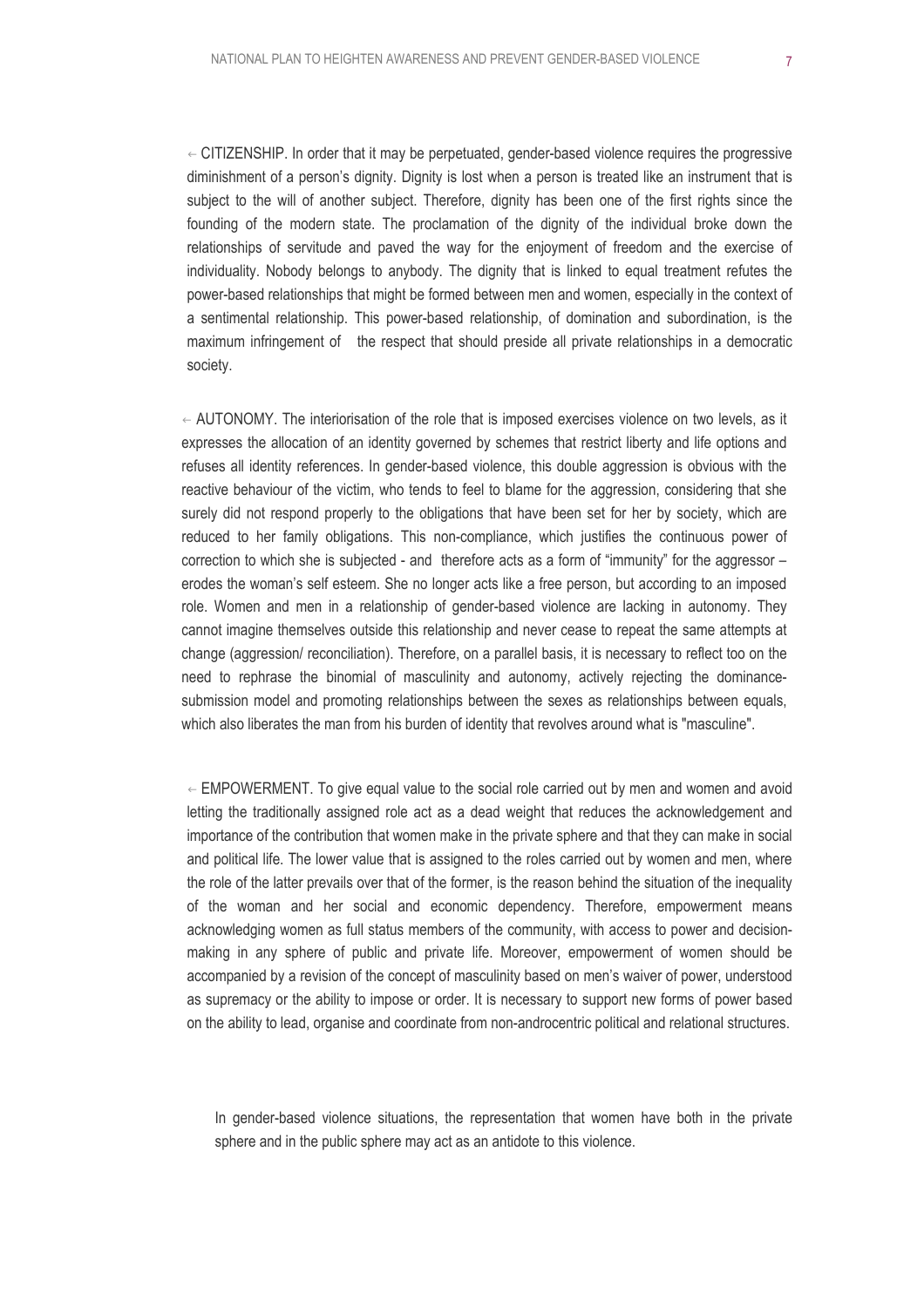- CITIZENSHIP. In order that it may be perpetuated, gender-based violence requires the progressive diminishment of a person's dignity. Dignity is lost when a person is treated like an instrument that is subject to the will of another subject. Therefore, dignity has been one of the first rights since the founding of the modern state. The proclamation of the dignity of the individual broke down the relationships of servitude and paved the way for the enjoyment of freedom and the exercise of individuality. Nobody belongs to anybody. The dignity that is linked to equal treatment refutes the power-based relationships that might be formed between men and women, especially in the context of a sentimental relationship. This power-based relationship, of domination and subordination, is the maximum infringement of the respect that should preside all private relationships in a democratic society.

- AUTONOMY. The interiorisation of the role that is imposed exercises violence on two levels, as it expresses the allocation of an identity governed by schemes that restrict liberty and life options and refuses all identity references. In gender-based violence, this double aggression is obvious with the reactive behaviour of the victim, who tends to feel to blame for the aggression, considering that she surely did not respond properly to the obligations that have been set for her by society, which are reduced to her family obligations. This non-compliance, which justifies the continuous power of correction to which she is subjected - and therefore acts as a form of "immunity" for the aggressor – erodes the woman's self esteem. She no longer acts like a free person, but according to an imposed role. Women and men in a relationship of gender-based violence are lacking in autonomy. They cannot imagine themselves outside this relationship and never cease to repeat the same attempts at change (aggression/ reconciliation). Therefore, on a parallel basis, it is necessary to reflect too on the need to rephrase the binomial of masculinity and autonomy, actively rejecting the dominance-submission model and promoting relationships between the sexes as relationships between equals, which also liberates the man from his burden of identity that revolves around what is "masculine".

- EMPOWERMENT. To give equal value to the social role carried out by men and women and avoid letting the traditionally assigned role act as a dead weight that reduces the acknowledgement and importance of the contribution that women make in the private sphere and that they can make in social and political life. The lower value that is assigned to the roles carried out by women and men, where the role of the latter prevails over that of the former, is the reason behind the situation of the inequality of the woman and her social and economic dependency. Therefore, empowerment means acknowledging women as full status members of the community, with access to power and decision-making in any sphere of public and private life. Moreover, empowerment of women should be accompanied by a revision of the concept of masculinity based on men's waiver of power, understood as supremacy or the ability to impose or order. It is necessary to support new forms of power based on the ability to lead, organise and coordinate from non-androcentric political and relational structures.

In gender-based violence situations, the representation that women have both in the private sphere and in the public sphere may act as an antidote to this violence.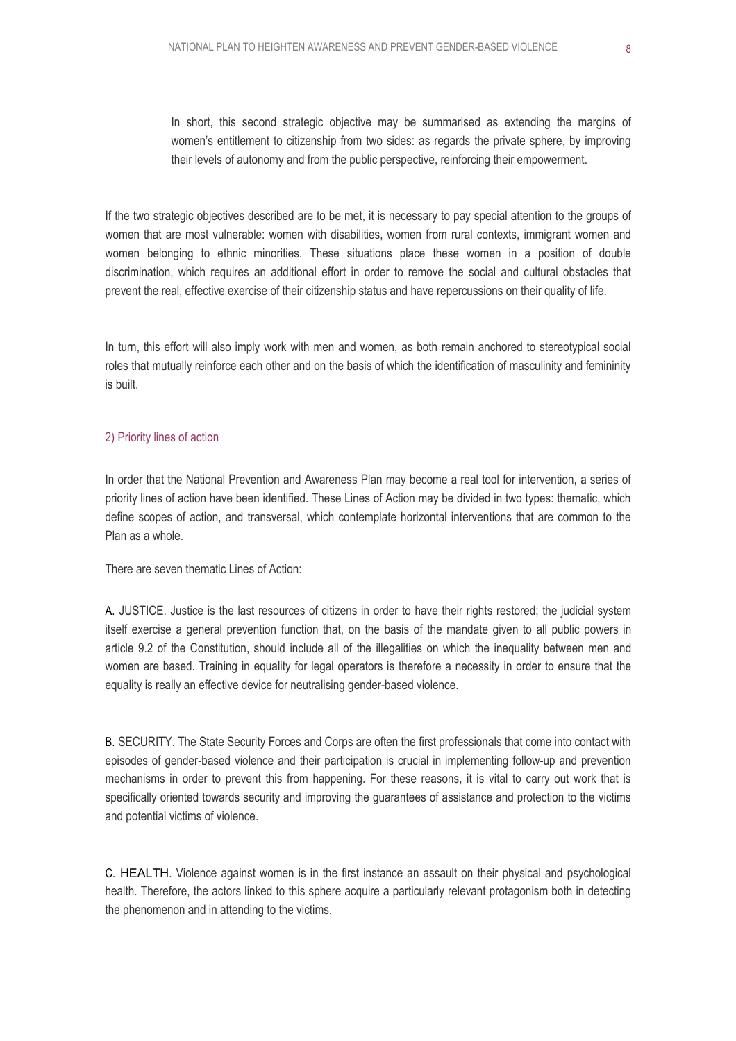In short, this second strategic objective may be summarised as extending the margins of women's entitlement to citizenship from two sides: as regards the private sphere, by improving their levels of autonomy and from the public perspective, reinforcing their empowerment.

If the two strategic objectives described are to be met, it is necessary to pay special attention to the groups of women that are most vulnerable: women with disabilities, women from rural contexts, immigrant women and women belonging to ethnic minorities. These situations place these women in a position of double discrimination, which requires an additional effort in order to remove the social and cultural obstacles that prevent the real, effective exercise of their citizenship status and have repercussions on their quality of life.

In turn, this effort will also imply work with men and women, as both remain anchored to stereotypical social roles that mutually reinforce each other and on the basis of which the identification of masculinity and femininity is built.

## 2) Priority lines of action

In order that the National Prevention and Awareness Plan may become a real tool for intervention, a series of priority lines of action have been identified. These Lines of Action may be divided in two types: thematic, which define scopes of action, and transversal, which contemplate horizontal interventions that are common to the Plan as a whole.

There are seven thematic Lines of Action:

A. JUSTICE. Justice is the last resources of citizens in order to have their rights restored; the judicial system itself exercise a general prevention function that, on the basis of the mandate given to all public powers in article 9.2 of the Constitution, should include all of the illegalities on which the inequality between men and women are based. Training in equality for legal operators is therefore a necessity in order to ensure that the equality is really an effective device for neutralising gender-based violence.

B. SECURITY. The State Security Forces and Corps are often the first professionals that come into contact with episodes of gender-based violence and their participation is crucial in implementing follow-up and prevention mechanisms in order to prevent this from happening. For these reasons, it is vital to carry out work that is specifically oriented towards security and improving the guarantees of assistance and protection to the victims and potential victims of violence.

C. HEALTH. Violence against women is in the first instance an assault on their physical and psychological health. Therefore, the actors linked to this sphere acquire a particularly relevant protagonism both in detecting the phenomenon and in attending to the victims.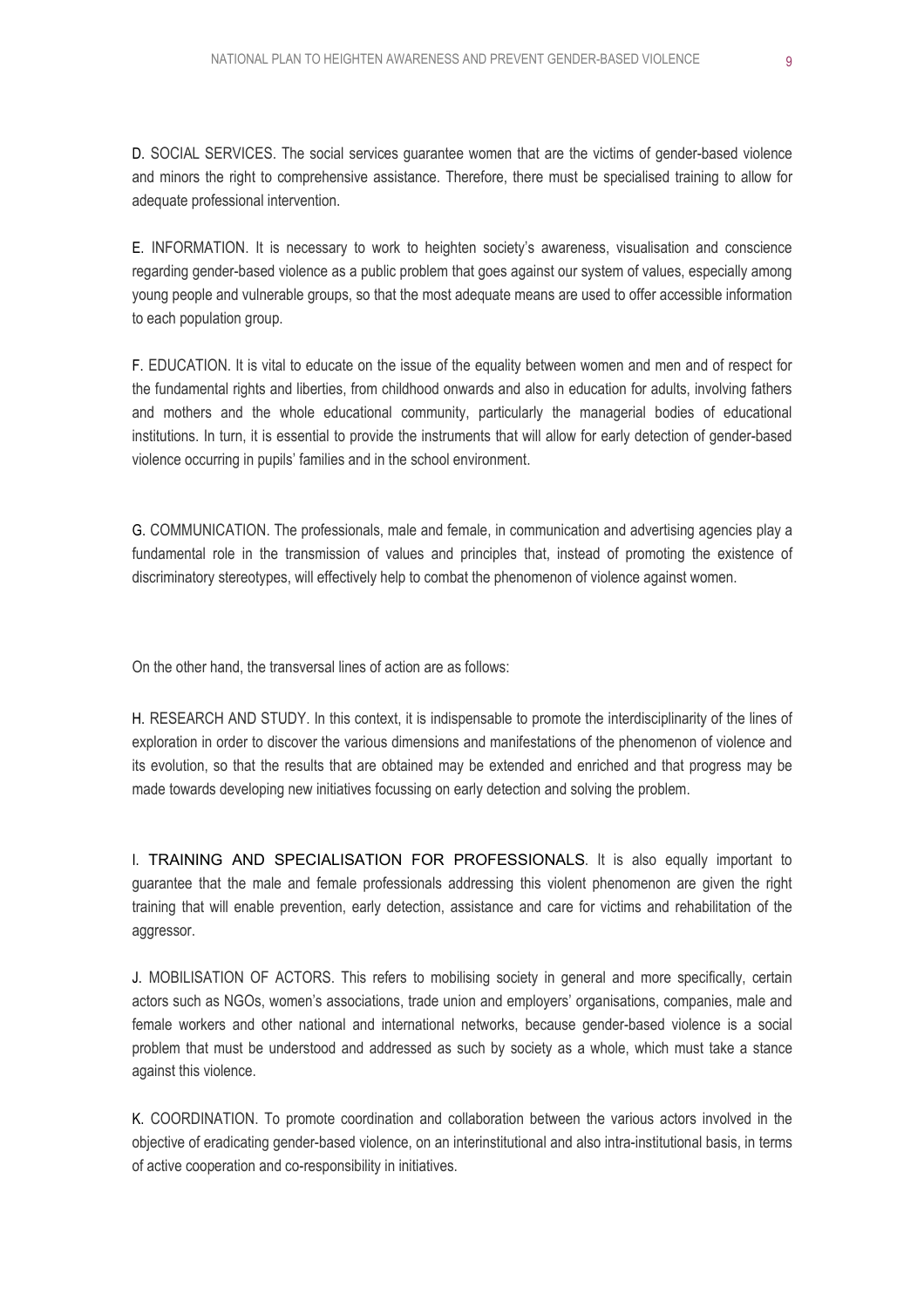D. SOCIAL SERVICES. The social services guarantee women that are the victims of gender-based violence and minors the right to comprehensive assistance. Therefore, there must be specialised training to allow for adequate professional intervention.

E. INFORMATION. It is necessary to work to heighten society's awareness, visualisation and conscience regarding gender-based violence as a public problem that goes against our system of values, especially among young people and vulnerable groups, so that the most adequate means are used to offer accessible information to each population group.

F. EDUCATION. It is vital to educate on the issue of the equality between women and men and of respect for the fundamental rights and liberties, from childhood onwards and also in education for adults, involving fathers and mothers and the whole educational community, particularly the managerial bodies of educational institutions. In turn, it is essential to provide the instruments that will allow for early detection of gender-based violence occurring in pupils' families and in the school environment.

G. COMMUNICATION. The professionals, male and female, in communication and advertising agencies play a fundamental role in the transmission of values and principles that, instead of promoting the existence of discriminatory stereotypes, will effectively help to combat the phenomenon of violence against women.

On the other hand, the transversal lines of action are as follows:

H. RESEARCH AND STUDY. In this context, it is indispensable to promote the interdisciplinarity of the lines of exploration in order to discover the various dimensions and manifestations of the phenomenon of violence and its evolution, so that the results that are obtained may be extended and enriched and that progress may be made towards developing new initiatives focussing on early detection and solving the problem.

I. TRAINING AND SPECIALISATION FOR PROFESSIONALS. It is also equally important to guarantee that the male and female professionals addressing this violent phenomenon are given the right training that will enable prevention, early detection, assistance and care for victims and rehabilitation of the aggressor.

J. MOBILISATION OF ACTORS. This refers to mobilising society in general and more specifically, certain actors such as NGOs, women's associations, trade union and employers' organisations, companies, male and female workers and other national and international networks, because gender-based violence is a social problem that must be understood and addressed as such by society as a whole, which must take a stance against this violence.

K. COORDINATION. To promote coordination and collaboration between the various actors involved in the objective of eradicating gender-based violence, on an interinstitutional and also intra-institutional basis, in terms of active cooperation and co-responsibility in initiatives.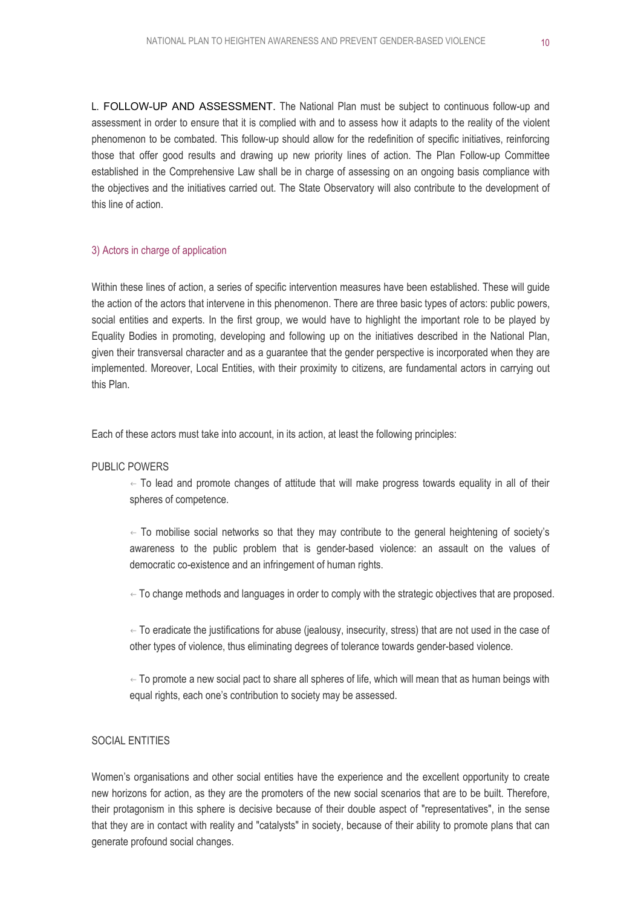**L. FOLLOW-UP AND ASSESSMENT.** The National Plan must be subject to continuous follow-up and assessment in order to ensure that it is complied with and to assess how it adapts to the reality of the violent phenomenon to be combated. This follow-up should allow for the redefinition of specific initiatives, reinforcing those that offer good results and drawing up new priority lines of action. The Plan Follow-up Committee established in the Comprehensive Law shall be in charge of assessing on an ongoing basis compliance with the objectives and the initiatives carried out. The State Observatory will also contribute to the development of this line of action.

### 3) Actors in charge of application

Within these lines of action, a series of specific intervention measures have been established. These will guide the action of the actors that intervene in this phenomenon. There are three basic types of actors: public powers, social entities and experts. In the first group, we would have to highlight the important role to be played by Equality Bodies in promoting, developing and following up on the initiatives described in the National Plan, given their transversal character and as a guarantee that the gender perspective is incorporated when they are implemented. Moreover, Local Entities, with their proximity to citizens, are fundamental actors in carrying out this Plan.

Each of these actors must take into account, in its action, at least the following principles:

PUBLIC POWERS

- To lead and promote changes of attitude that will make progress towards equality in all of their spheres of competence.
- To mobilise social networks so that they may contribute to the general heightening of society's awareness to the public problem that is gender-based violence: an assault on the values of democratic co-existence and an infringement of human rights.
- To change methods and languages in order to comply with the strategic objectives that are proposed.
- To eradicate the justifications for abuse (jealousy, insecurity, stress) that are not used in the case of other types of violence, thus eliminating degrees of tolerance towards gender-based violence.
- To promote a new social pact to share all spheres of life, which will mean that as human beings with equal rights, each one's contribution to society may be assessed.

SOCIAL ENTITIES

Women's organisations and other social entities have the experience and the excellent opportunity to create new horizons for action, as they are the promoters of the new social scenarios that are to be built. Therefore, their protagonism in this sphere is decisive because of their double aspect of "representatives", in the sense that they are in contact with reality and "catalysts" in society, because of their ability to promote plans that can generate profound social changes.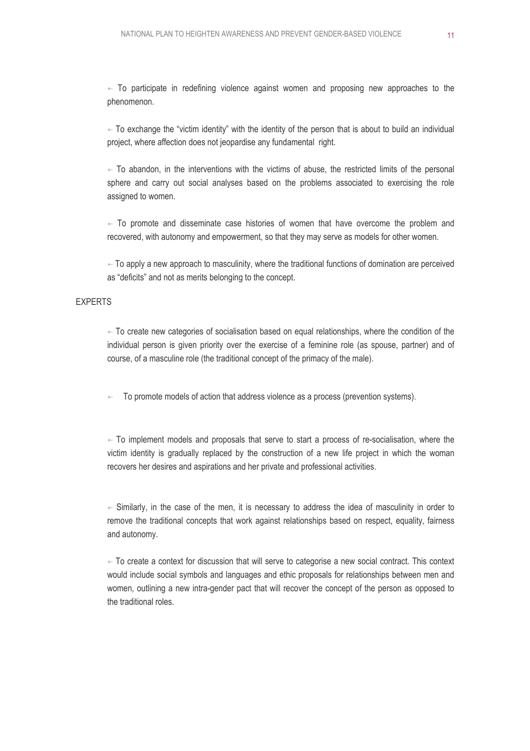- To participate in redefining violence against women and proposing new approaches to the phenomenon.

- To exchange the "victim identity" with the identity of the person that is about to build an individual project, where affection does not jeopardise any fundamental right.

- To abandon, in the interventions with the victims of abuse, the restricted limits of the personal sphere and carry out social analyses based on the problems associated to exercising the role assigned to women.

- To promote and disseminate case histories of women that have overcome the problem and recovered, with autonomy and empowerment, so that they may serve as models for other women.

- To apply a new approach to masculinity, where the traditional functions of domination are perceived as "deficits" and not as merits belonging to the concept.

EXPERTS

- To create new categories of socialisation based on equal relationships, where the condition of the individual person is given priority over the exercise of a feminine role (as spouse, partner) and of course, of a masculine role (the traditional concept of the primacy of the male).

- To promote models of action that address violence as a process (prevention systems).

- To implement models and proposals that serve to start a process of re-socialisation, where the victim identity is gradually replaced by the construction of a new life project in which the woman recovers her desires and aspirations and her private and professional activities.

- Similarly, in the case of the men, it is necessary to address the idea of masculinity in order to remove the traditional concepts that work against relationships based on respect, equality, fairness and autonomy.

- To create a context for discussion that will serve to categorise a new social contract. This context would include social symbols and languages and ethic proposals for relationships between men and women, outlining a new intra-gender pact that will recover the concept of the person as opposed to the traditional roles.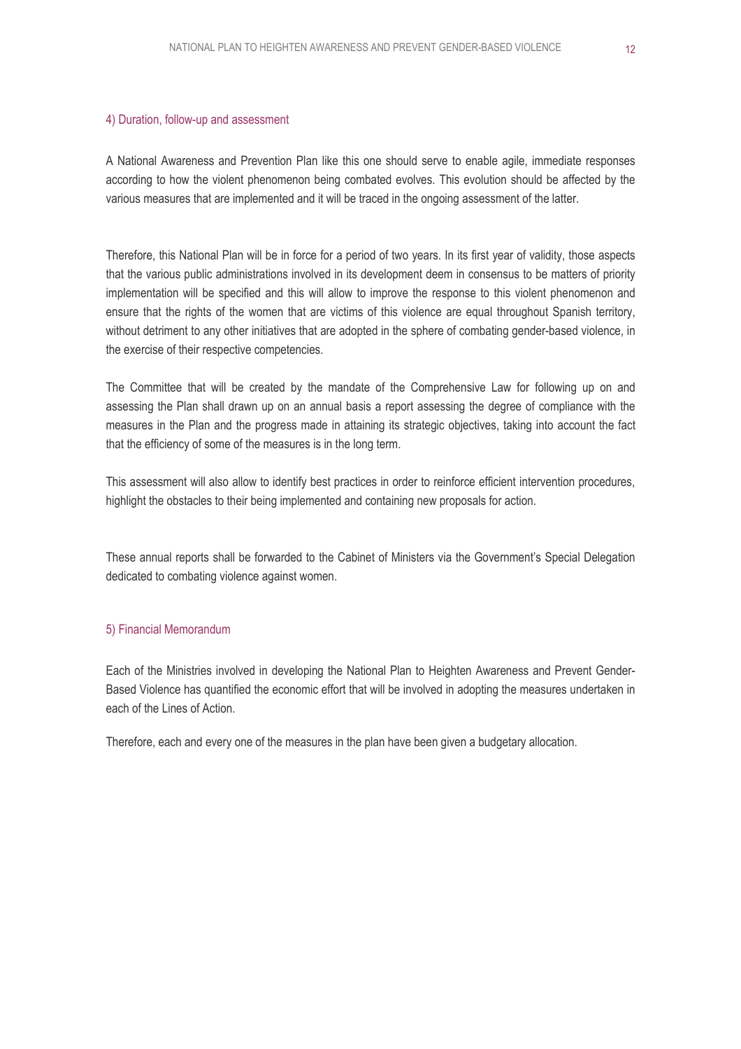## 4) Duration, follow-up and assessment

A National Awareness and Prevention Plan like this one should serve to enable agile, immediate responses according to how the violent phenomenon being combated evolves. This evolution should be affected by the various measures that are implemented and it will be traced in the ongoing assessment of the latter.

Therefore, this National Plan will be in force for a period of two years. In its first year of validity, those aspects that the various public administrations involved in its development deem in consensus to be matters of priority implementation will be specified and this will allow to improve the response to this violent phenomenon and ensure that the rights of the women that are victims of this violence are equal throughout Spanish territory, without detriment to any other initiatives that are adopted in the sphere of combating gender-based violence, in the exercise of their respective competencies.

The Committee that will be created by the mandate of the Comprehensive Law for following up on and assessing the Plan shall drawn up on an annual basis a report assessing the degree of compliance with the measures in the Plan and the progress made in attaining its strategic objectives, taking into account the fact that the efficiency of some of the measures is in the long term.

This assessment will also allow to identify best practices in order to reinforce efficient intervention procedures, highlight the obstacles to their being implemented and containing new proposals for action.

These annual reports shall be forwarded to the Cabinet of Ministers via the Government's Special Delegation dedicated to combating violence against women.

## 5) Financial Memorandum

Each of the Ministries involved in developing the National Plan to Heighten Awareness and Prevent Gender-Based Violence has quantified the economic effort that will be involved in adopting the measures undertaken in each of the Lines of Action.

Therefore, each and every one of the measures in the plan have been given a budgetary allocation.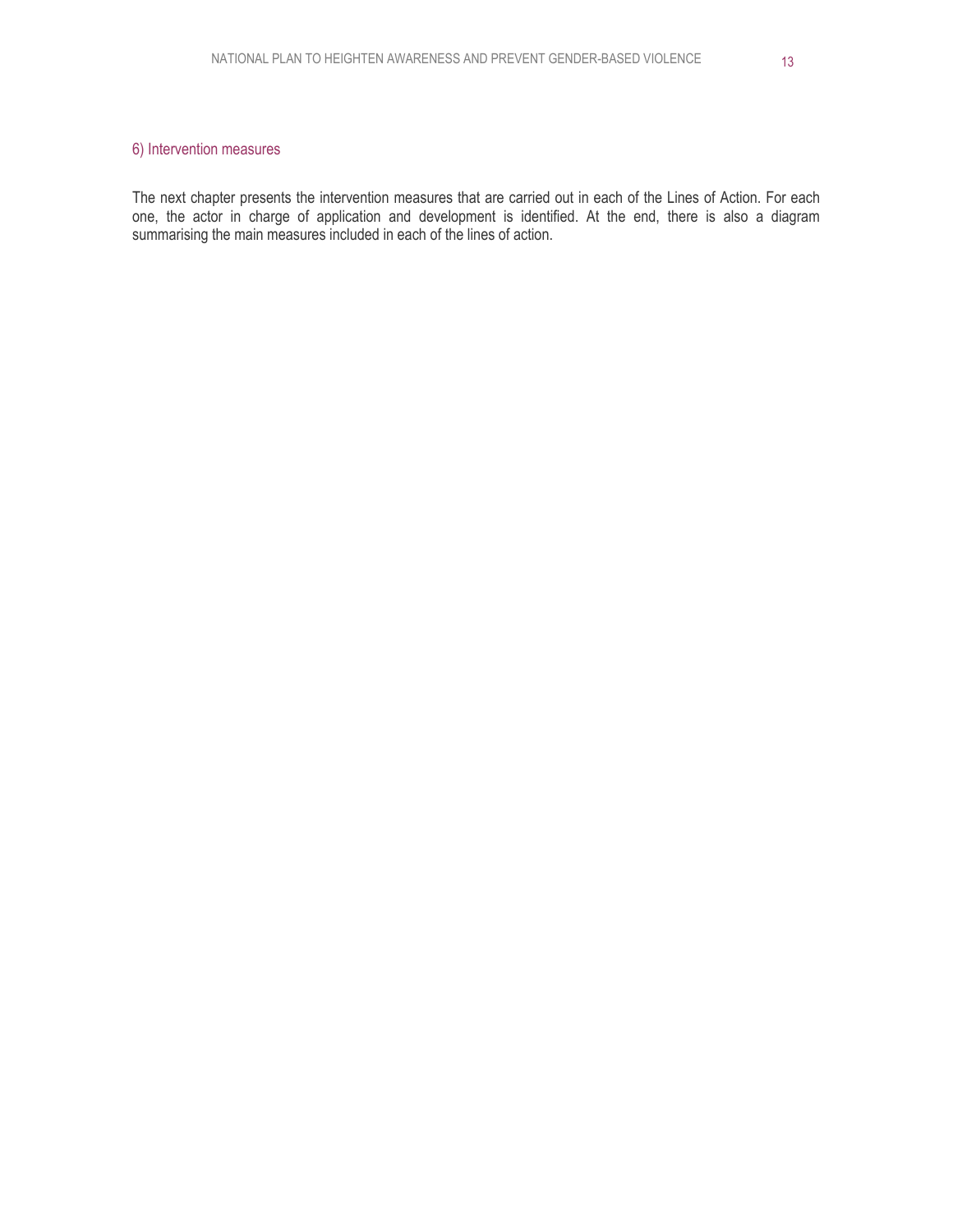## 6) Intervention measures

The next chapter presents the intervention measures that are carried out in each of the Lines of Action. For each one, the actor in charge of application and development is identified. At the end, there is also a diagram summarising the main measures included in each of the lines of action.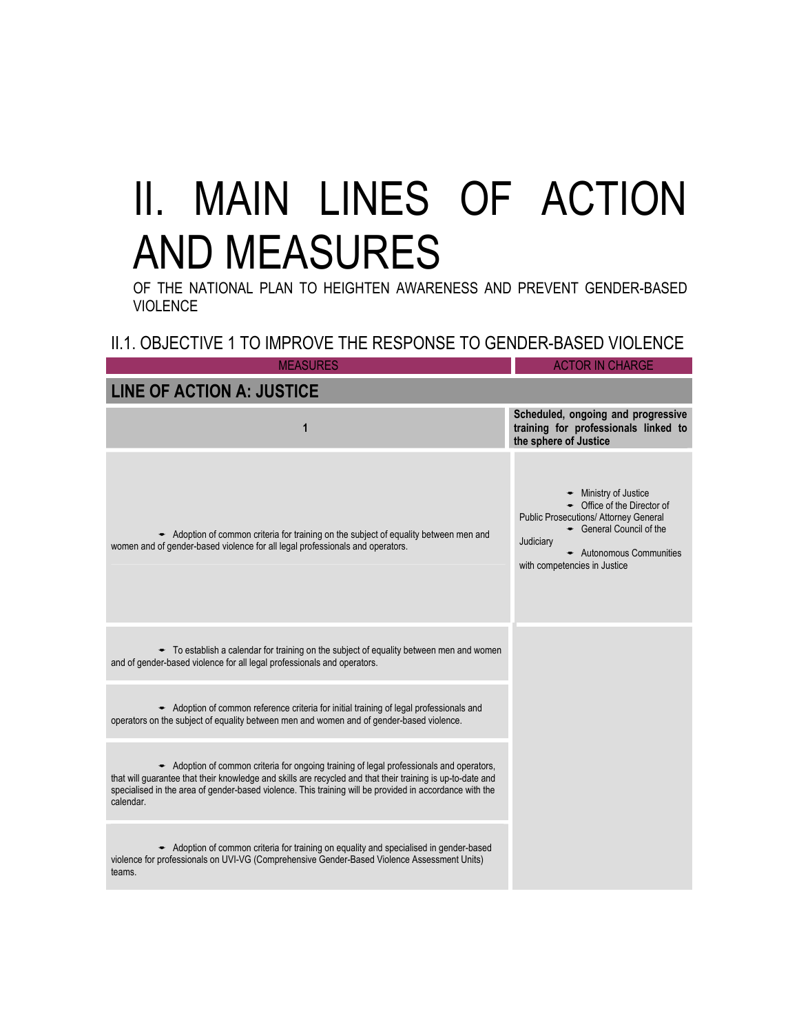# II. MAIN LINES OF ACTION AND MEASURES

OF THE NATIONAL PLAN TO HEIGHTEN AWARENESS AND PREVENT GENDER-BASED VIOLENCE

## II.1. OBJECTIVE 1 TO IMPROVE THE RESPONSE TO GENDER-BASED VIOLENCE

| MEASURES | ACTOR IN CHARGE |
|---|---|
| **LINE OF ACTION A: JUSTICE** | |
| 1 | **Scheduled, ongoing and progressive training for professionals linked to the sphere of Justice** |
| • Adoption of common criteria for training on the subject of equality between men and women and of gender-based violence for all legal professionals and operators. | • Ministry of Justice<br>• Office of the Director of Public Prosecutions/ Attorney General<br>• General Council of the Judiciary<br>• Autonomous Communities with competencies in Justice |
| • To establish a calendar for training on the subject of equality between men and women and of gender-based violence for all legal professionals and operators. | |
| • Adoption of common reference criteria for initial training of legal professionals and operators on the subject of equality between men and women and of gender-based violence. | |
| • Adoption of common criteria for ongoing training of legal professionals and operators, that will guarantee that their knowledge and skills are recycled and that their training is up-to-date and specialised in the area of gender-based violence. This training will be provided in accordance with the calendar. | |
| • Adoption of common criteria for training on equality and specialised in gender-based violence for professionals on UVI-VG (Comprehensive Gender-Based Violence Assessment Units) teams. | |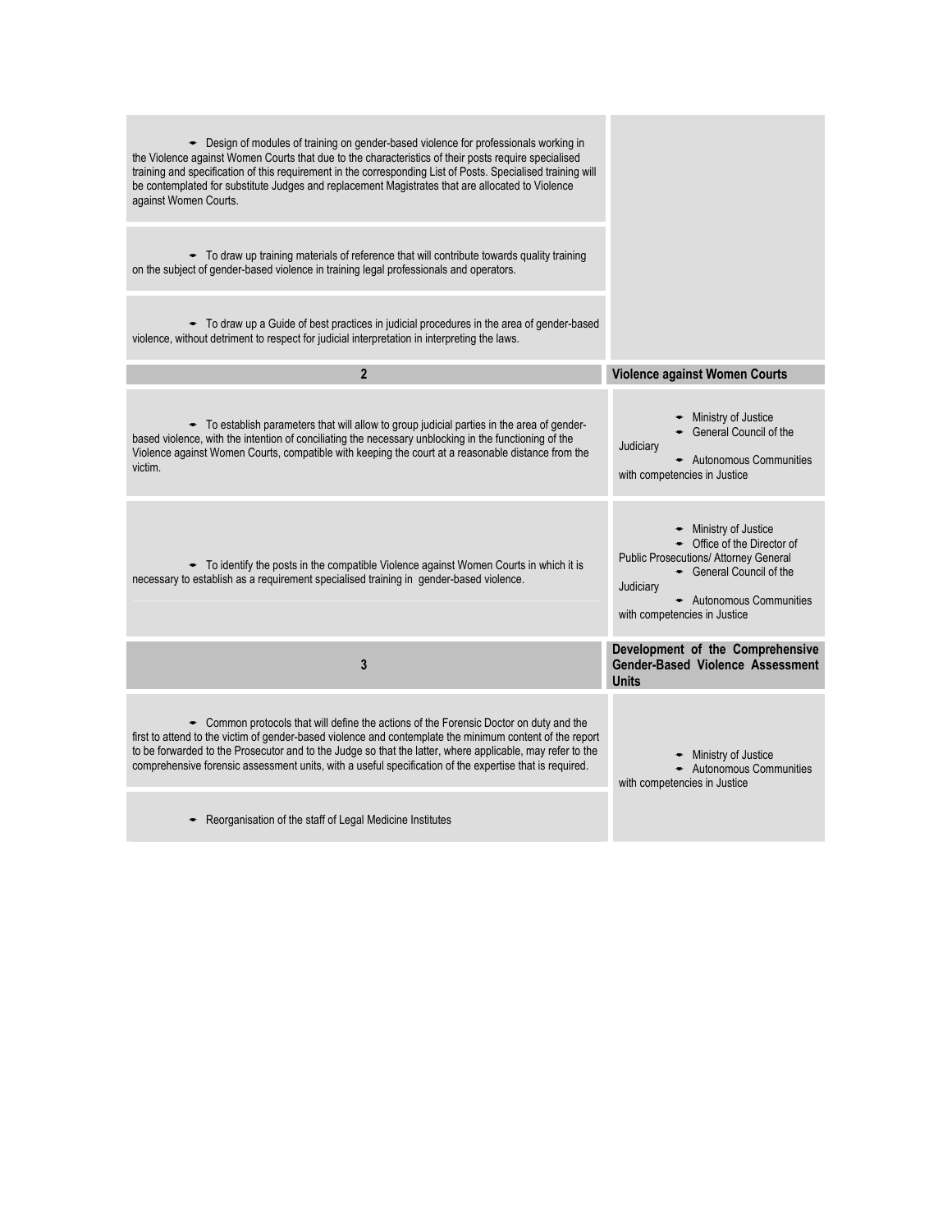| | |
|---|---|
| - Design of modules of training on gender-based violence for professionals working in the Violence against Women Courts that due to the characteristics of their posts require specialised training and specification of this requirement in the corresponding List of Posts. Specialised training will be contemplated for substitute Judges and replacement Magistrates that are allocated to Violence against Women Courts. | |
| - To draw up training materials of reference that will contribute towards quality training on the subject of gender-based violence in training legal professionals and operators. | |
| - To draw up a Guide of best practices in judicial procedures in the area of gender-based violence, without detriment to respect for judicial interpretation in interpreting the laws. | |
| **2** | **Violence against Women Courts** |
| - To establish parameters that will allow to group judicial parties in the area of gender-based violence, with the intention of conciliating the necessary unblocking in the functioning of the Violence against Women Courts, compatible with keeping the court at a reasonable distance from the victim. | - Ministry of Justice<br>- General Council of the Judiciary<br>- Autonomous Communities with competencies in Justice |
| - To identify the posts in the compatible Violence against Women Courts in which it is necessary to establish as a requirement specialised training in gender-based violence. | - Ministry of Justice<br>- Office of the Director of Public Prosecutions/ Attorney General<br>- General Council of the Judiciary<br>- Autonomous Communities with competencies in Justice |
| **3** | **Development of the Comprehensive Gender-Based Violence Assessment Units** |
| - Common protocols that will define the actions of the Forensic Doctor on duty and the first to attend to the victim of gender-based violence and contemplate the minimum content of the report to be forwarded to the Prosecutor and to the Judge so that the latter, where applicable, may refer to the comprehensive forensic assessment units, with a useful specification of the expertise that is required. | - Ministry of Justice<br>- Autonomous Communities with competencies in Justice |
| - Reorganisation of the staff of Legal Medicine Institutes | |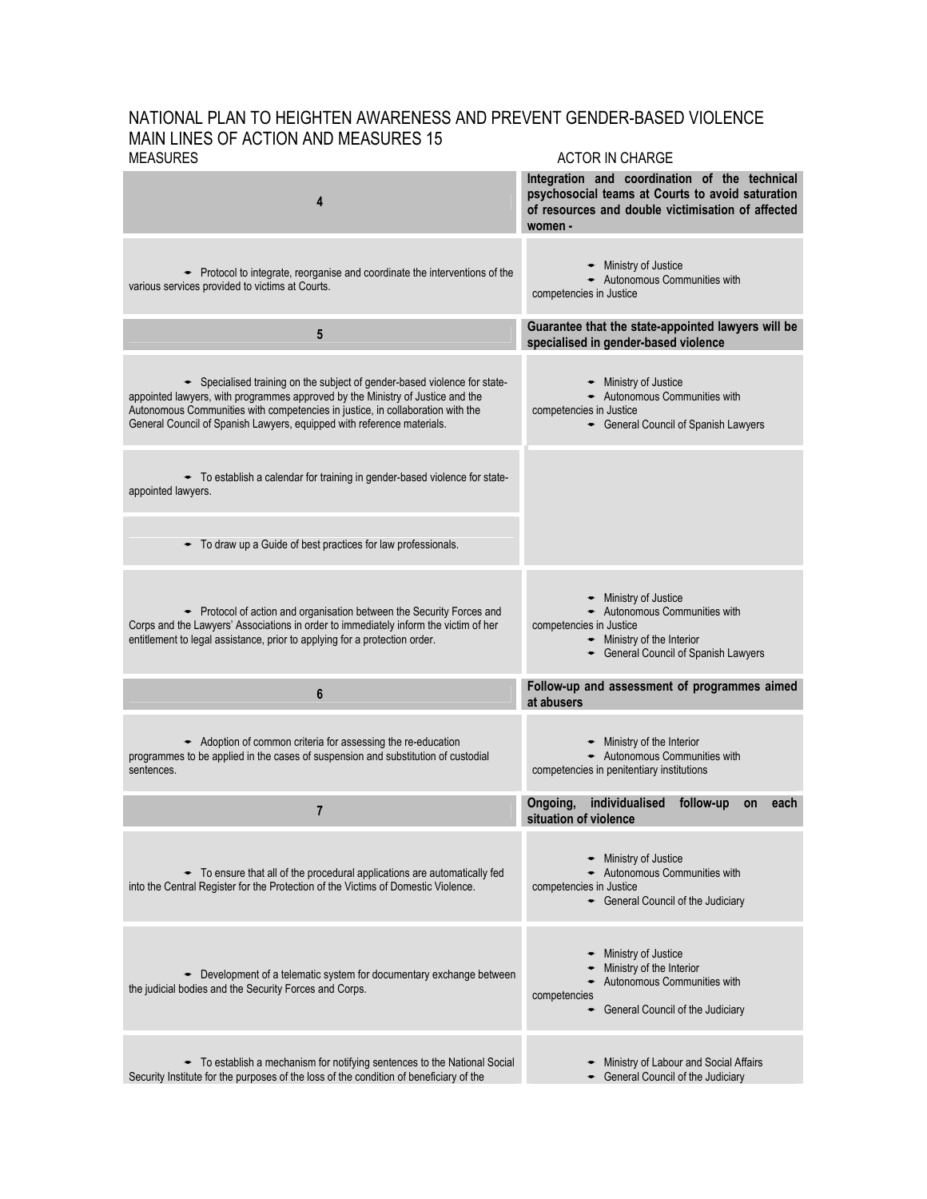# NATIONAL PLAN TO HEIGHTEN AWARENESS AND PREVENT GENDER-BASED VIOLENCE
## MAIN LINES OF ACTION AND MEASURES 15

| MEASURES | ACTOR IN CHARGE |
|---|---|
| **4** | **Integration and coordination of the technical psychosocial teams at Courts to avoid saturation of resources and double victimisation of affected women -** |
| • Protocol to integrate, reorganise and coordinate the interventions of the various services provided to victims at Courts. | • Ministry of Justice<br>• Autonomous Communities with competencies in Justice |
| **5** | **Guarantee that the state-appointed lawyers will be specialised in gender-based violence** |
| • Specialised training on the subject of gender-based violence for state-appointed lawyers, with programmes approved by the Ministry of Justice and the Autonomous Communities with competencies in justice, in collaboration with the General Council of Spanish Lawyers, equipped with reference materials. | • Ministry of Justice<br>• Autonomous Communities with competencies in Justice<br>• General Council of Spanish Lawyers |
| • To establish a calendar for training in gender-based violence for state-appointed lawyers. | |
| • To draw up a Guide of best practices for law professionals. | |
| • Protocol of action and organisation between the Security Forces and Corps and the Lawyers' Associations in order to immediately inform the victim of her entitlement to legal assistance, prior to applying for a protection order. | • Ministry of Justice<br>• Autonomous Communities with competencies in Justice<br>• Ministry of the Interior<br>• General Council of Spanish Lawyers |
| **6** | **Follow-up and assessment of programmes aimed at abusers** |
| • Adoption of common criteria for assessing the re-education programmes to be applied in the cases of suspension and substitution of custodial sentences. | • Ministry of the Interior<br>• Autonomous Communities with competencies in penitentiary institutions |
| **7** | **Ongoing, individualised follow-up on each situation of violence** |
| • To ensure that all of the procedural applications are automatically fed into the Central Register for the Protection of the Victims of Domestic Violence. | • Ministry of Justice<br>• Autonomous Communities with competencies in Justice<br>• General Council of the Judiciary |
| • Development of a telematic system for documentary exchange between the judicial bodies and the Security Forces and Corps. | • Ministry of Justice<br>• Ministry of the Interior<br>• Autonomous Communities with competencies<br>• General Council of the Judiciary |
| • To establish a mechanism for notifying sentences to the National Social Security Institute for the purposes of the loss of the condition of beneficiary of the | • Ministry of Labour and Social Affairs<br>• General Council of the Judiciary |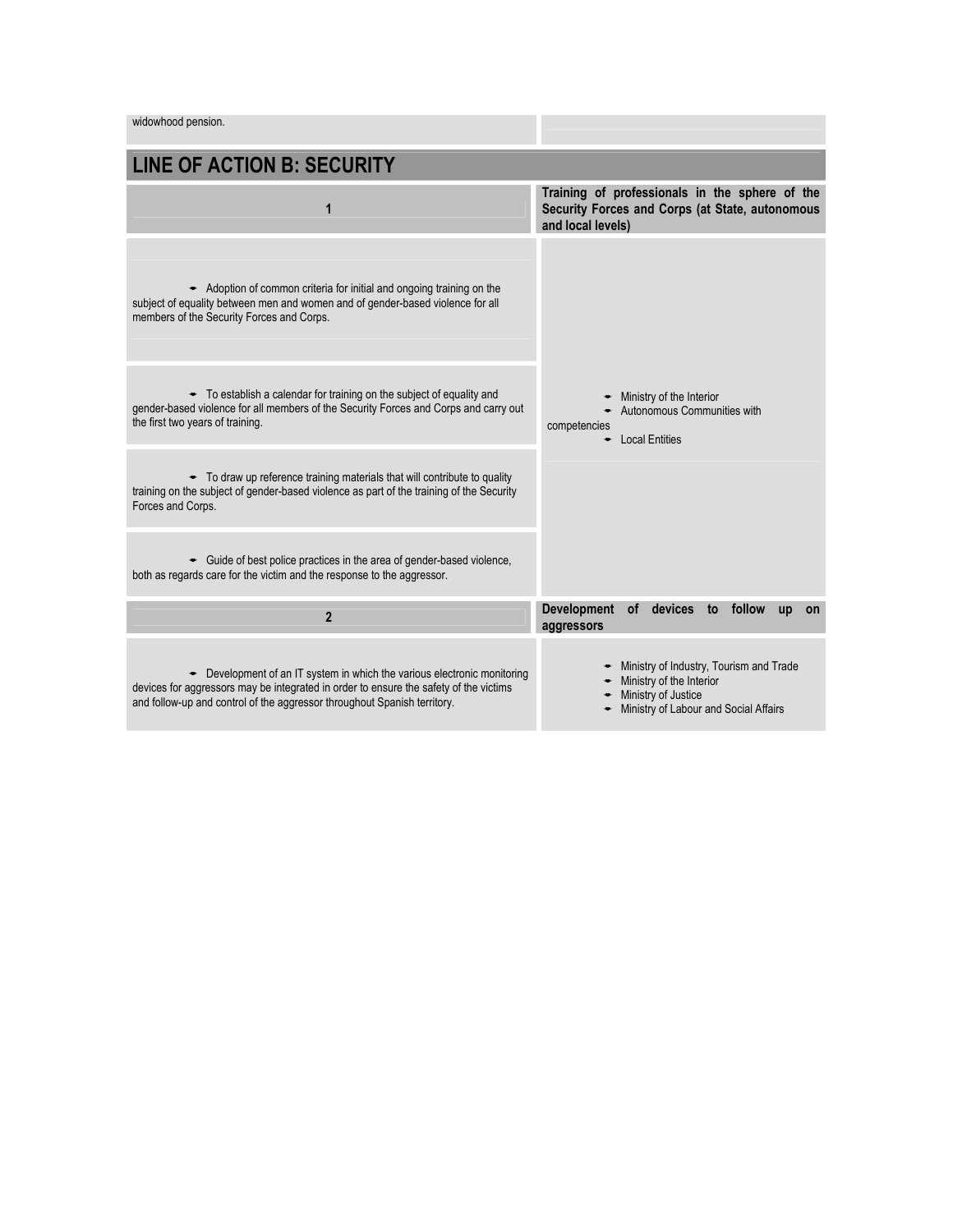| widowhood pension. | |
|---|---|

## LINE OF ACTION B: SECURITY

| 1 | Training of professionals in the sphere of the Security Forces and Corps (at State, autonomous and local levels) |
|---|---|
| • Adoption of common criteria for initial and ongoing training on the subject of equality between men and women and of gender-based violence for all members of the Security Forces and Corps. | • Ministry of the Interior<br>• Autonomous Communities with competencies<br>• Local Entities |
| • To establish a calendar for training on the subject of equality and gender-based violence for all members of the Security Forces and Corps and carry out the first two years of training. | |
| • To draw up reference training materials that will contribute to quality training on the subject of gender-based violence as part of the training of the Security Forces and Corps. | |
| • Guide of best police practices in the area of gender-based violence, both as regards care for the victim and the response to the aggressor. | |

| 2 | Development of devices to follow up on aggressors |
|---|---|
| • Development of an IT system in which the various electronic monitoring devices for aggressors may be integrated in order to ensure the safety of the victims and follow-up and control of the aggressor throughout Spanish territory. | • Ministry of Industry, Tourism and Trade<br>• Ministry of the Interior<br>• Ministry of Justice<br>• Ministry of Labour and Social Affairs |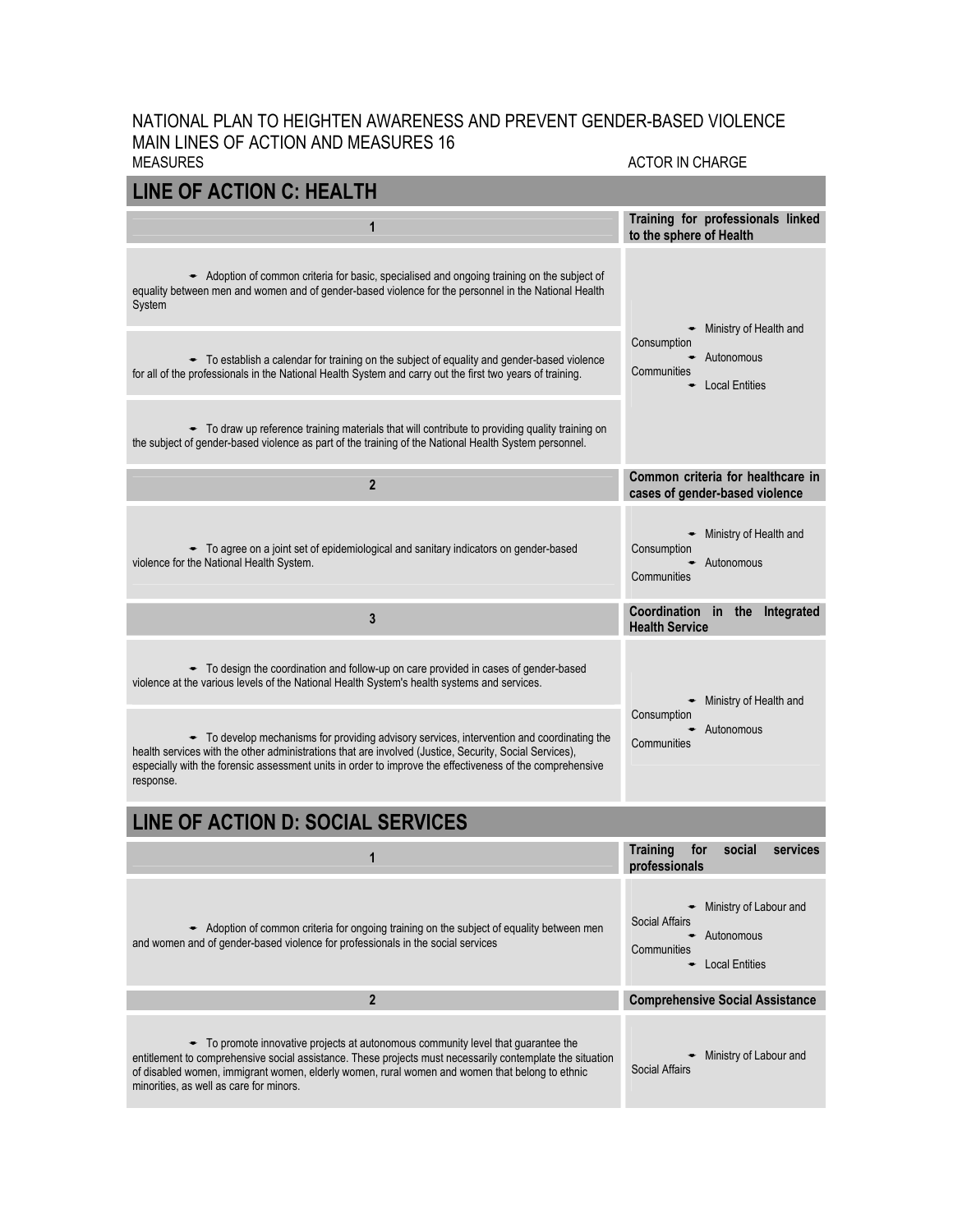NATIONAL PLAN TO HEIGHTEN AWARENESS AND PREVENT GENDER-BASED VIOLENCE
MAIN LINES OF ACTION AND MEASURES 16

| MEASURES | ACTOR IN CHARGE |
|---|---|
| **LINE OF ACTION C: HEALTH** | |
| **1** | **Training for professionals linked to the sphere of Health** |
| • Adoption of common criteria for basic, specialised and ongoing training on the subject of equality between men and women and of gender-based violence for the personnel in the National Health System<br>• To establish a calendar for training on the subject of equality and gender-based violence for all of the professionals in the National Health System and carry out the first two years of training.<br>• To draw up reference training materials that will contribute to providing quality training on the subject of gender-based violence as part of the training of the National Health System personnel. | • Ministry of Health and Consumption<br>• Autonomous Communities<br>• Local Entities |
| **2** | **Common criteria for healthcare in cases of gender-based violence** |
| • To agree on a joint set of epidemiological and sanitary indicators on gender-based violence for the National Health System. | • Ministry of Health and Consumption<br>• Autonomous Communities |
| **3** | **Coordination in the Integrated Health Service** |
| • To design the coordination and follow-up on care provided in cases of gender-based violence at the various levels of the National Health System's health systems and services.<br>• To develop mechanisms for providing advisory services, intervention and coordinating the health services with the other administrations that are involved (Justice, Security, Social Services), especially with the forensic assessment units in order to improve the effectiveness of the comprehensive response. | • Ministry of Health and Consumption<br>• Autonomous Communities |
| **LINE OF ACTION D: SOCIAL SERVICES** | |
| **1** | **Training for social services professionals** |
| • Adoption of common criteria for ongoing training on the subject of equality between men and women and of gender-based violence for professionals in the social services | • Ministry of Labour and Social Affairs<br>• Autonomous Communities<br>• Local Entities |
| **2** | **Comprehensive Social Assistance** |
| • To promote innovative projects at autonomous community level that guarantee the entitlement to comprehensive social assistance. These projects must necessarily contemplate the situation of disabled women, immigrant women, elderly women, rural women and women that belong to ethnic minorities, as well as care for minors. | • Ministry of Labour and Social Affairs |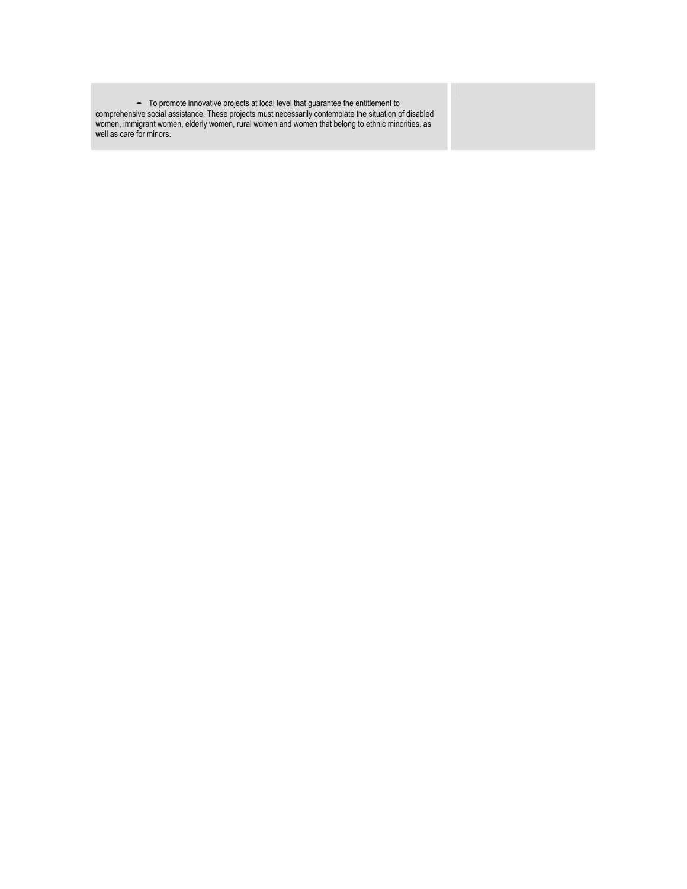| | |
|---|---|
| - To promote innovative projects at local level that guarantee the entitlement to comprehensive social assistance. These projects must necessarily contemplate the situation of disabled women, immigrant women, elderly women, rural women and women that belong to ethnic minorities, as well as care for minors. | |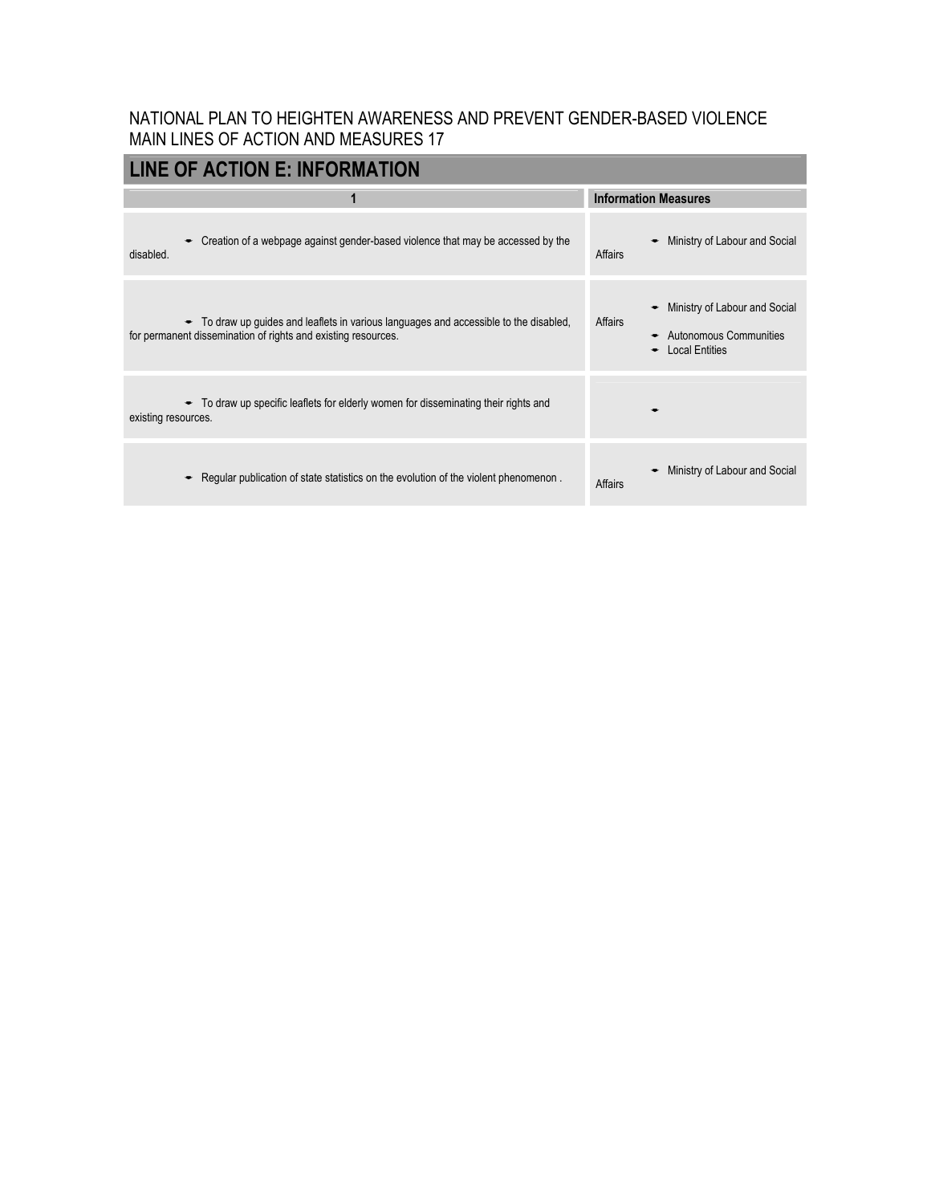NATIONAL PLAN TO HEIGHTEN AWARENESS AND PREVENT GENDER-BASED VIOLENCE
MAIN LINES OF ACTION AND MEASURES 17

## LINE OF ACTION E: INFORMATION

| 1 | Information Measures |
|---|---|
| • Creation of a webpage against gender-based violence that may be accessed by the disabled. | • Ministry of Labour and Social Affairs |
| • To draw up guides and leaflets in various languages and accessible to the disabled, for permanent dissemination of rights and existing resources. | • Ministry of Labour and Social Affairs<br>• Autonomous Communities<br>• Local Entities |
| • To draw up specific leaflets for elderly women for disseminating their rights and existing resources. | • |
| • Regular publication of state statistics on the evolution of the violent phenomenon . | • Ministry of Labour and Social Affairs |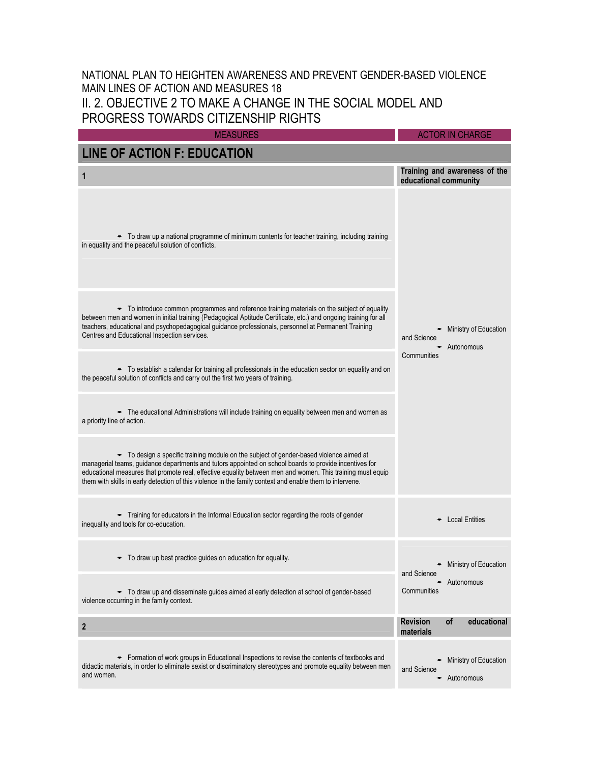NATIONAL PLAN TO HEIGHTEN AWARENESS AND PREVENT GENDER-BASED VIOLENCE

MAIN LINES OF ACTION AND MEASURES 18

## II. 2. OBJECTIVE 2 TO MAKE A CHANGE IN THE SOCIAL MODEL AND PROGRESS TOWARDS CITIZENSHIP RIGHTS

| MEASURES | ACTOR IN CHARGE |
|---|---|
| **LINE OF ACTION F: EDUCATION** | |
| **1** | **Training and awareness of the educational community** |
| • To draw up a national programme of minimum contents for teacher training, including training in equality and the peaceful solution of conflicts. | • Ministry of Education and Science<br>• Autonomous Communities |
| • To introduce common programmes and reference training materials on the subject of equality between men and women in initial training (Pedagogical Aptitude Certificate, etc.) and ongoing training for all teachers, educational and psychopedagogical guidance professionals, personnel at Permanent Training Centres and Educational Inspection services. | |
| • To establish a calendar for training all professionals in the education sector on equality and on the peaceful solution of conflicts and carry out the first two years of training. | |
| • The educational Administrations will include training on equality between men and women as a priority line of action. | |
| • To design a specific training module on the subject of gender-based violence aimed at managerial teams, guidance departments and tutors appointed on school boards to provide incentives for educational measures that promote real, effective equality between men and women. This training must equip them with skills in early detection of this violence in the family context and enable them to intervene. | |
| • Training for educators in the Informal Education sector regarding the roots of gender inequality and tools for co-education. | • Local Entities |
| • To draw up best practice guides on education for equality. | • Ministry of Education and Science<br>• Autonomous Communities |
| • To draw up and disseminate guides aimed at early detection at school of gender-based violence occurring in the family context. | |
| **2** | **Revision of educational materials** |
| • Formation of work groups in Educational Inspections to revise the contents of textbooks and didactic materials, in order to eliminate sexist or discriminatory stereotypes and promote equality between men and women. | • Ministry of Education and Science<br>• Autonomous |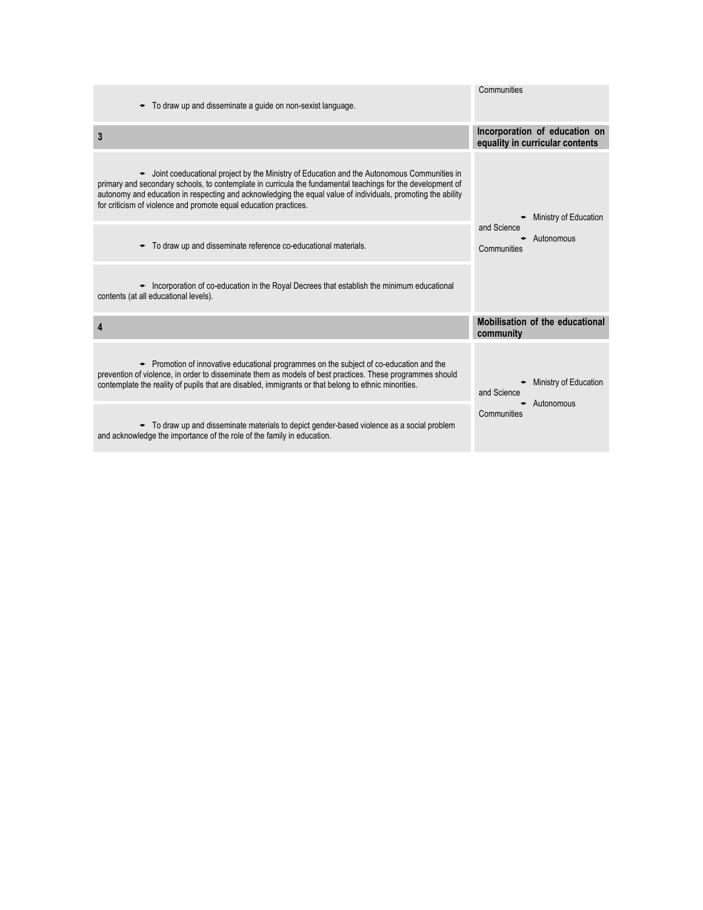| | |
|---|---|
| To draw up and disseminate a guide on non-sexist language. | Communities |
| **3** | **Incorporation of education on equality in curricular contents** |
| Joint coeducational project by the Ministry of Education and the Autonomous Communities in primary and secondary schools, to contemplate in curricula the fundamental teachings for the development of autonomy and education in respecting and acknowledging the equal value of individuals, promoting the ability for criticism of violence and promote equal education practices. | Ministry of Education and Science<br>Autonomous Communities |
| To draw up and disseminate reference co-educational materials. | |
| Incorporation of co-education in the Royal Decrees that establish the minimum educational contents (at all educational levels). | |
| **4** | **Mobilisation of the educational community** |
| Promotion of innovative educational programmes on the subject of co-education and the prevention of violence, in order to disseminate them as models of best practices. These programmes should contemplate the reality of pupils that are disabled, immigrants or that belong to ethnic minorities. | Ministry of Education and Science<br>Autonomous Communities |
| To draw up and disseminate materials to depict gender-based violence as a social problem and acknowledge the importance of the role of the family in education. | |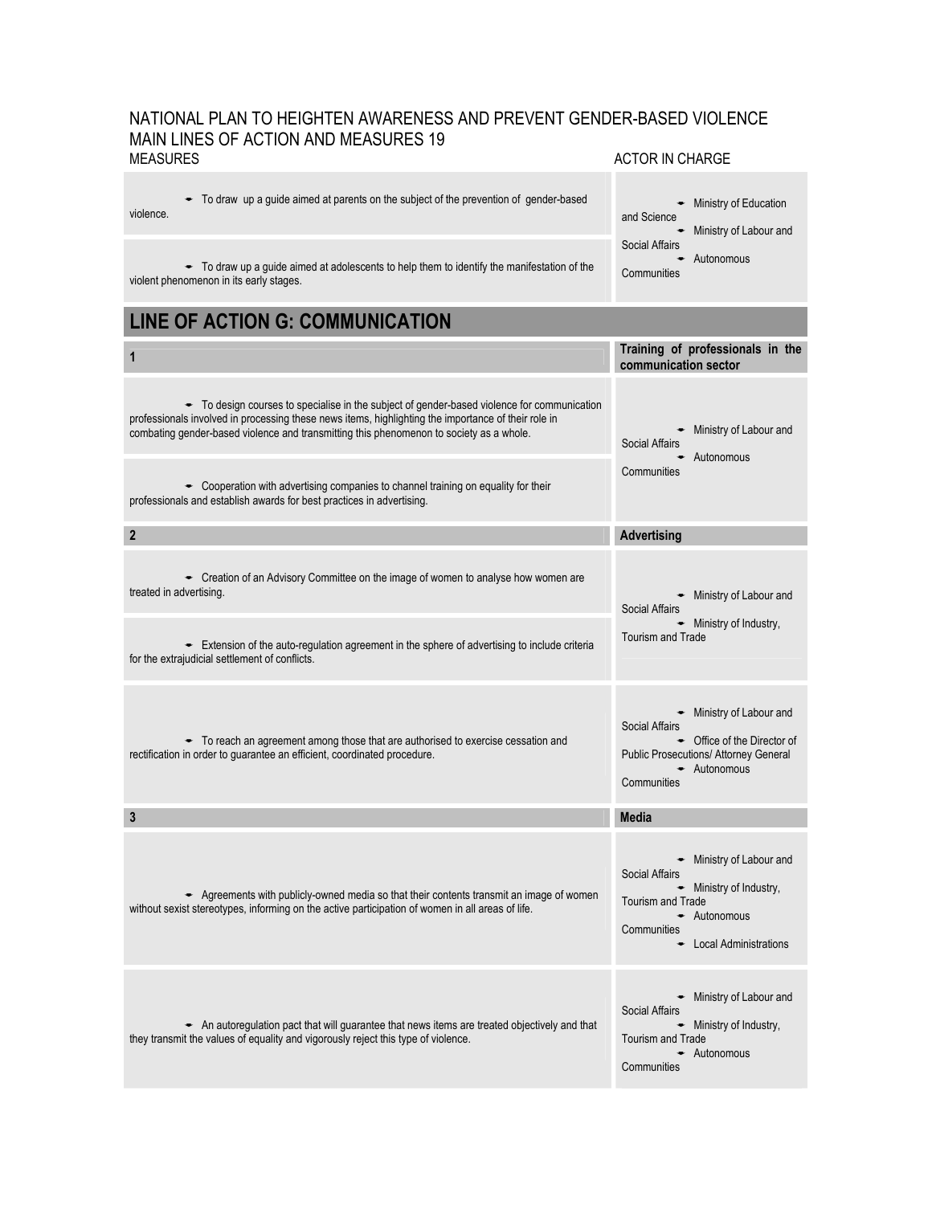NATIONAL PLAN TO HEIGHTEN AWARENESS AND PREVENT GENDER-BASED VIOLENCE
MAIN LINES OF ACTION AND MEASURES 19

| MEASURES | ACTOR IN CHARGE |
|---|---|
| • To draw up a guide aimed at parents on the subject of the prevention of gender-based violence.<br><br>• To draw up a guide aimed at adolescents to help them to identify the manifestation of the violent phenomenon in its early stages. | • Ministry of Education and Science<br>• Ministry of Labour and Social Affairs<br>• Autonomous Communities |

## LINE OF ACTION G: COMMUNICATION

| 1 | Training of professionals in the communication sector |
|---|---|
| • To design courses to specialise in the subject of gender-based violence for communication professionals involved in processing these news items, highlighting the importance of their role in combating gender-based violence and transmitting this phenomenon to society as a whole.<br><br>• Cooperation with advertising companies to channel training on equality for their professionals and establish awards for best practices in advertising. | • Ministry of Labour and Social Affairs<br>• Autonomous Communities |
| **2** | **Advertising** |
| • Creation of an Advisory Committee on the image of women to analyse how women are treated in advertising.<br><br>• Extension of the auto-regulation agreement in the sphere of advertising to include criteria for the extrajudicial settlement of conflicts. | • Ministry of Labour and Social Affairs<br>• Ministry of Industry, Tourism and Trade |
| • To reach an agreement among those that are authorised to exercise cessation and rectification in order to guarantee an efficient, coordinated procedure. | • Ministry of Labour and Social Affairs<br>• Office of the Director of Public Prosecutions/ Attorney General<br>• Autonomous Communities |
| **3** | **Media** |
| • Agreements with publicly-owned media so that their contents transmit an image of women without sexist stereotypes, informing on the active participation of women in all areas of life. | • Ministry of Labour and Social Affairs<br>• Ministry of Industry, Tourism and Trade<br>• Autonomous Communities<br>• Local Administrations |
| • An autoregulation pact that will guarantee that news items are treated objectively and that they transmit the values of equality and vigorously reject this type of violence. | • Ministry of Labour and Social Affairs<br>• Ministry of Industry, Tourism and Trade<br>• Autonomous Communities |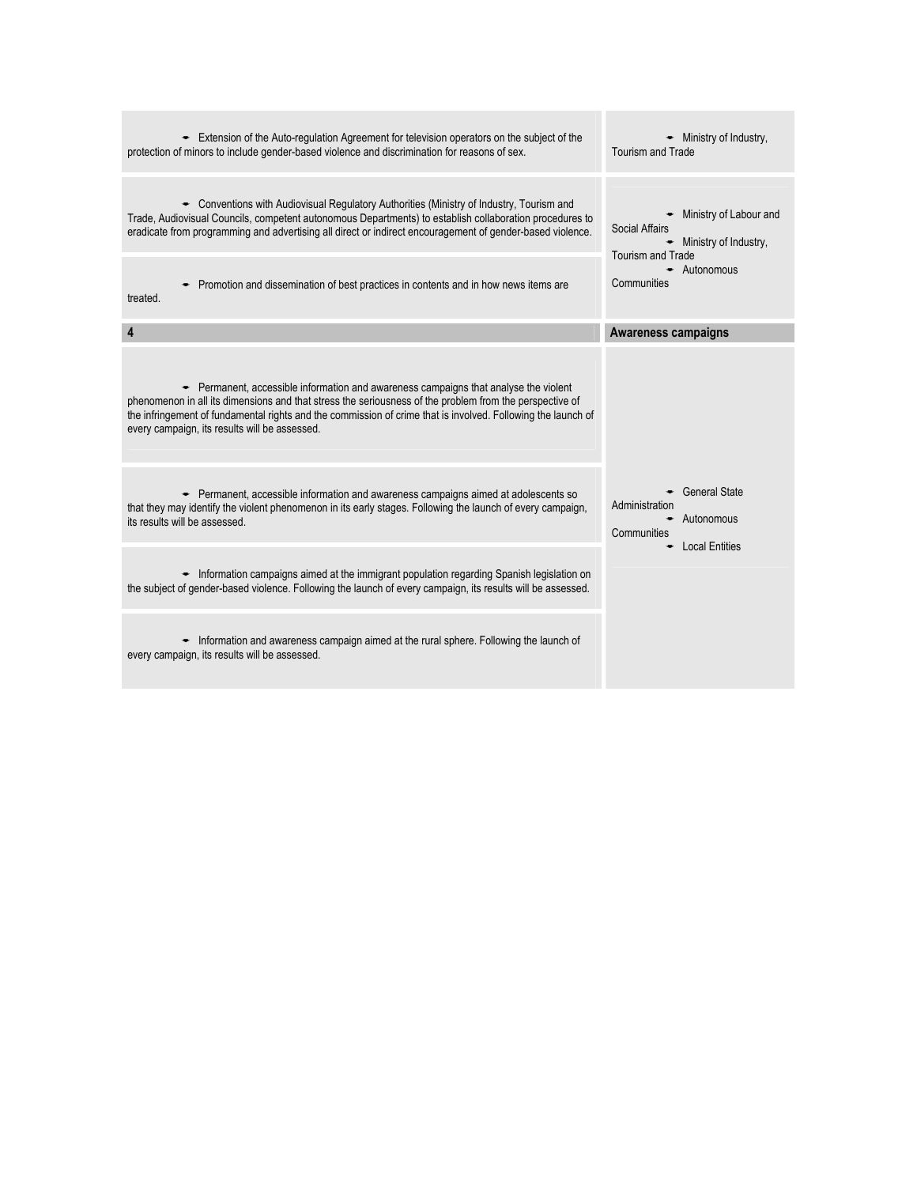| | |
|---|---|
| • Extension of the Auto-regulation Agreement for television operators on the subject of the protection of minors to include gender-based violence and discrimination for reasons of sex. | • Ministry of Industry, Tourism and Trade |
| • Conventions with Audiovisual Regulatory Authorities (Ministry of Industry, Tourism and Trade, Audiovisual Councils, competent autonomous Departments) to establish collaboration procedures to eradicate from programming and advertising all direct or indirect encouragement of gender-based violence. | • Ministry of Labour and Social Affairs<br>• Ministry of Industry, Tourism and Trade<br>• Autonomous Communities |
| • Promotion and dissemination of best practices in contents and in how news items are treated. | |
| **4** | **Awareness campaigns** |
| • Permanent, accessible information and awareness campaigns that analyse the violent phenomenon in all its dimensions and that stress the seriousness of the problem from the perspective of the infringement of fundamental rights and the commission of crime that is involved. Following the launch of every campaign, its results will be assessed. | • General State Administration<br>• Autonomous Communities<br>• Local Entities |
| • Permanent, accessible information and awareness campaigns aimed at adolescents so that they may identify the violent phenomenon in its early stages. Following the launch of every campaign, its results will be assessed. | |
| • Information campaigns aimed at the immigrant population regarding Spanish legislation on the subject of gender-based violence. Following the launch of every campaign, its results will be assessed. | |
| • Information and awareness campaign aimed at the rural sphere. Following the launch of every campaign, its results will be assessed. | |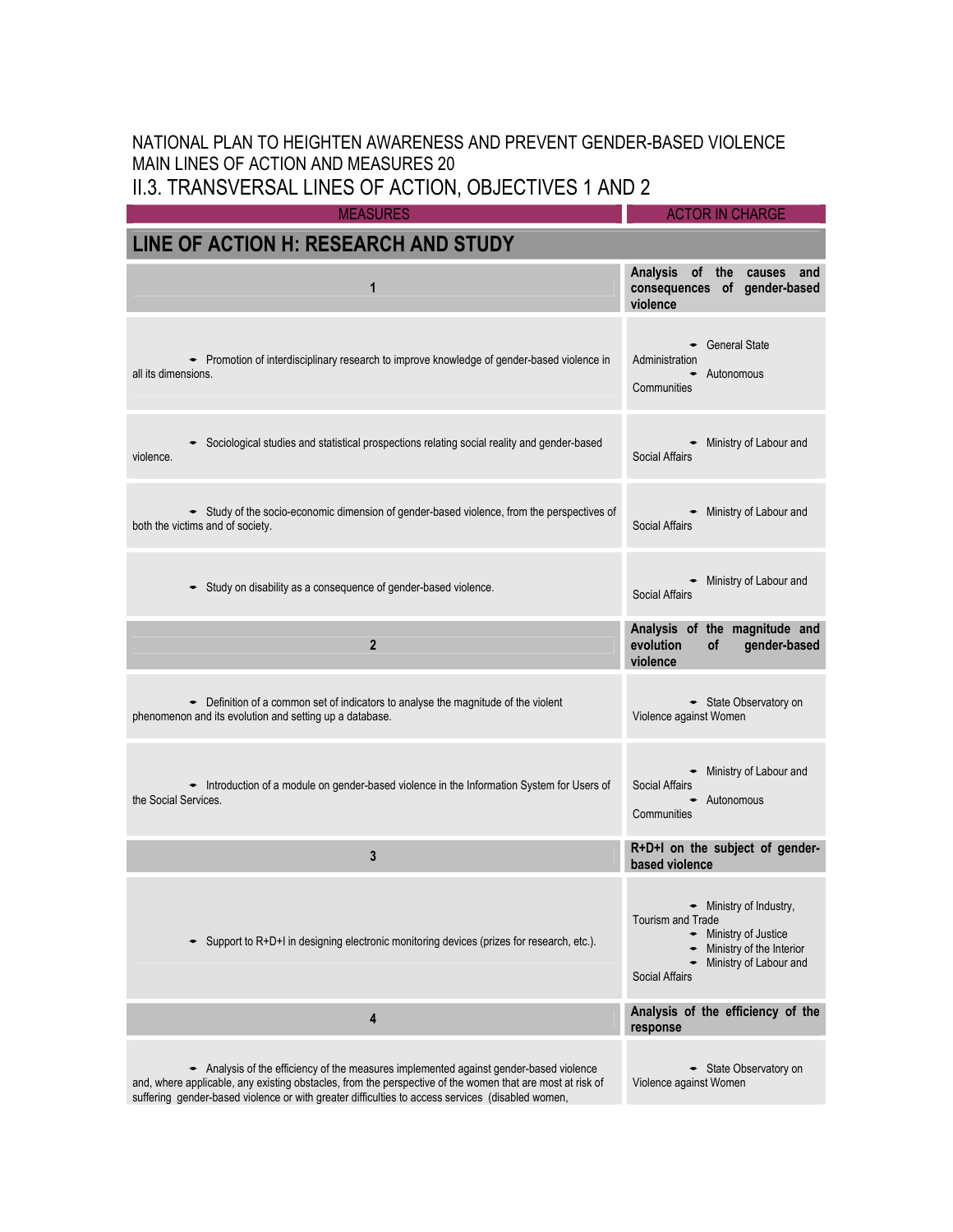NATIONAL PLAN TO HEIGHTEN AWARENESS AND PREVENT GENDER-BASED VIOLENCE
MAIN LINES OF ACTION AND MEASURES 20

## II.3. TRANSVERSAL LINES OF ACTION, OBJECTIVES 1 AND 2

| MEASURES | ACTOR IN CHARGE |
|---|---|
| **LINE OF ACTION H: RESEARCH AND STUDY** | |
| **1** | **Analysis of the causes and consequences of gender-based violence** |
| • Promotion of interdisciplinary research to improve knowledge of gender-based violence in all its dimensions. | • General State Administration<br>• Autonomous Communities |
| • Sociological studies and statistical prospections relating social reality and gender-based violence. | • Ministry of Labour and Social Affairs |
| • Study of the socio-economic dimension of gender-based violence, from the perspectives of both the victims and of society. | • Ministry of Labour and Social Affairs |
| • Study on disability as a consequence of gender-based violence. | • Ministry of Labour and Social Affairs |
| **2** | **Analysis of the magnitude and evolution of gender-based violence** |
| • Definition of a common set of indicators to analyse the magnitude of the violent phenomenon and its evolution and setting up a database. | • State Observatory on Violence against Women |
| • Introduction of a module on gender-based violence in the Information System for Users of the Social Services. | • Ministry of Labour and Social Affairs<br>• Autonomous Communities |
| **3** | **R+D+I on the subject of gender-based violence** |
| • Support to R+D+I in designing electronic monitoring devices (prizes for research, etc.). | • Ministry of Industry, Tourism and Trade<br>• Ministry of Justice<br>• Ministry of the Interior<br>• Ministry of Labour and Social Affairs |
| **4** | **Analysis of the efficiency of the response** |
| • Analysis of the efficiency of the measures implemented against gender-based violence and, where applicable, any existing obstacles, from the perspective of the women that are most at risk of suffering gender-based violence or with greater difficulties to access services (disabled women, | • State Observatory on Violence against Women |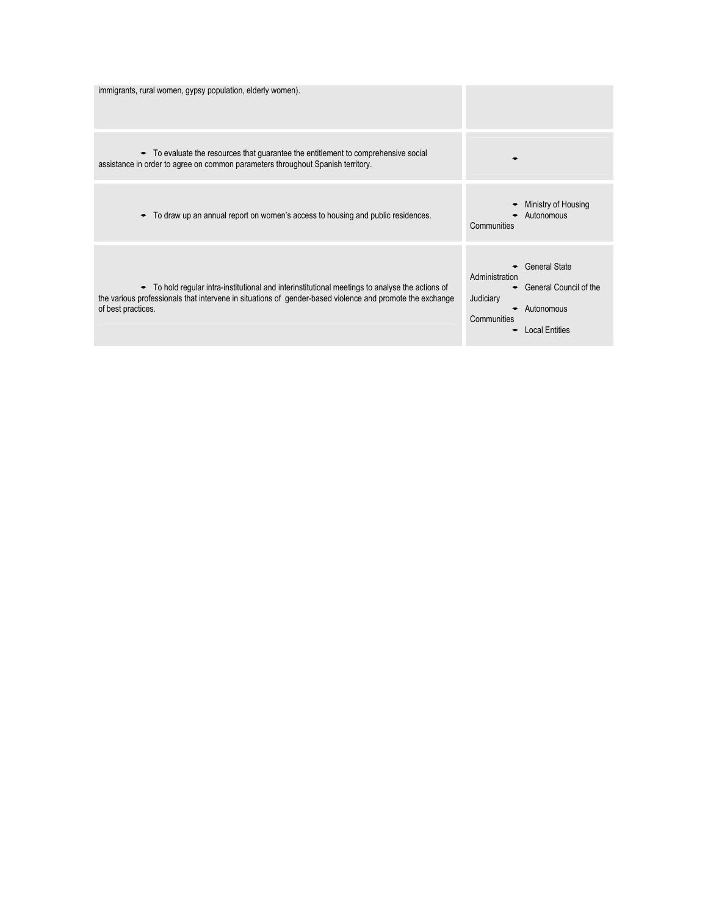| | |
|---|---|
| immigrants, rural women, gypsy population, elderly women). | |
| • To evaluate the resources that guarantee the entitlement to comprehensive social assistance in order to agree on common parameters throughout Spanish territory. | • |
| • To draw up an annual report on women's access to housing and public residences. | • Ministry of Housing<br>• Autonomous Communities |
| • To hold regular intra-institutional and interinstitutional meetings to analyse the actions of the various professionals that intervene in situations of gender-based violence and promote the exchange of best practices. | • General State Administration<br>• General Council of the Judiciary<br>• Autonomous Communities<br>• Local Entities |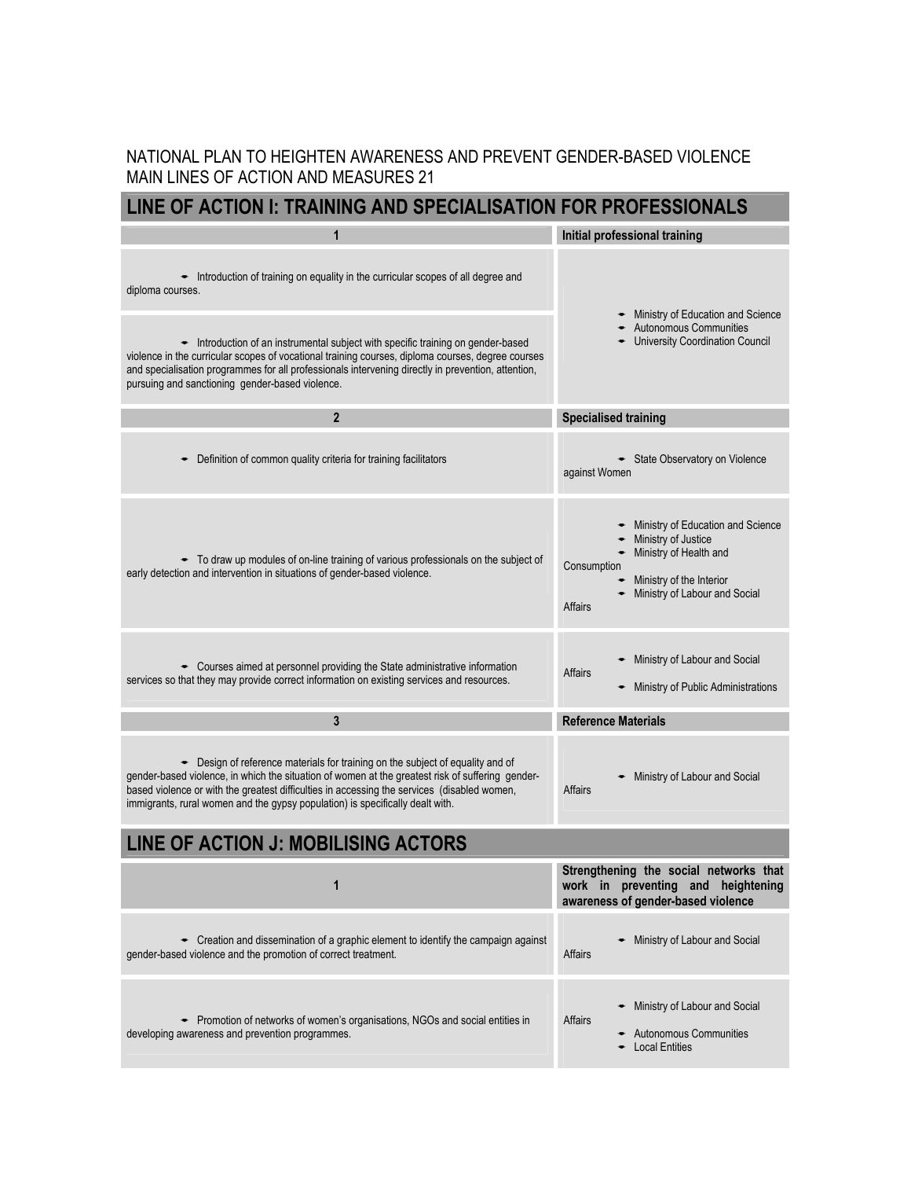NATIONAL PLAN TO HEIGHTEN AWARENESS AND PREVENT GENDER-BASED VIOLENCE
MAIN LINES OF ACTION AND MEASURES 21

## LINE OF ACTION I: TRAINING AND SPECIALISATION FOR PROFESSIONALS

| 1 | **Initial professional training** |
|---|---|
| • Introduction of training on equality in the curricular scopes of all degree and diploma courses. | • Ministry of Education and Science<br>• Autonomous Communities<br>• University Coordination Council |
| • Introduction of an instrumental subject with specific training on gender-based violence in the curricular scopes of vocational training courses, diploma courses, degree courses and specialisation programmes for all professionals intervening directly in prevention, attention, pursuing and sanctioning gender-based violence. | |
| **2** | **Specialised training** |
| • Definition of common quality criteria for training facilitators | • State Observatory on Violence against Women |
| • To draw up modules of on-line training of various professionals on the subject of early detection and intervention in situations of gender-based violence. | • Ministry of Education and Science<br>• Ministry of Justice<br>• Ministry of Health and Consumption<br>• Ministry of the Interior<br>• Ministry of Labour and Social Affairs |
| • Courses aimed at personnel providing the State administrative information services so that they may provide correct information on existing services and resources. | • Ministry of Labour and Social Affairs<br>• Ministry of Public Administrations |
| **3** | **Reference Materials** |
| • Design of reference materials for training on the subject of equality and of gender-based violence, in which the situation of women at the greatest risk of suffering gender-based violence or with the greatest difficulties in accessing the services (disabled women, immigrants, rural women and the gypsy population) is specifically dealt with. | • Ministry of Labour and Social Affairs |

## LINE OF ACTION J: MOBILISING ACTORS

| 1 | **Strengthening the social networks that work in preventing and heightening awareness of gender-based violence** |
|---|---|
| • Creation and dissemination of a graphic element to identify the campaign against gender-based violence and the promotion of correct treatment. | • Ministry of Labour and Social Affairs |
| • Promotion of networks of women's organisations, NGOs and social entities in developing awareness and prevention programmes. | • Ministry of Labour and Social Affairs<br>• Autonomous Communities<br>• Local Entities |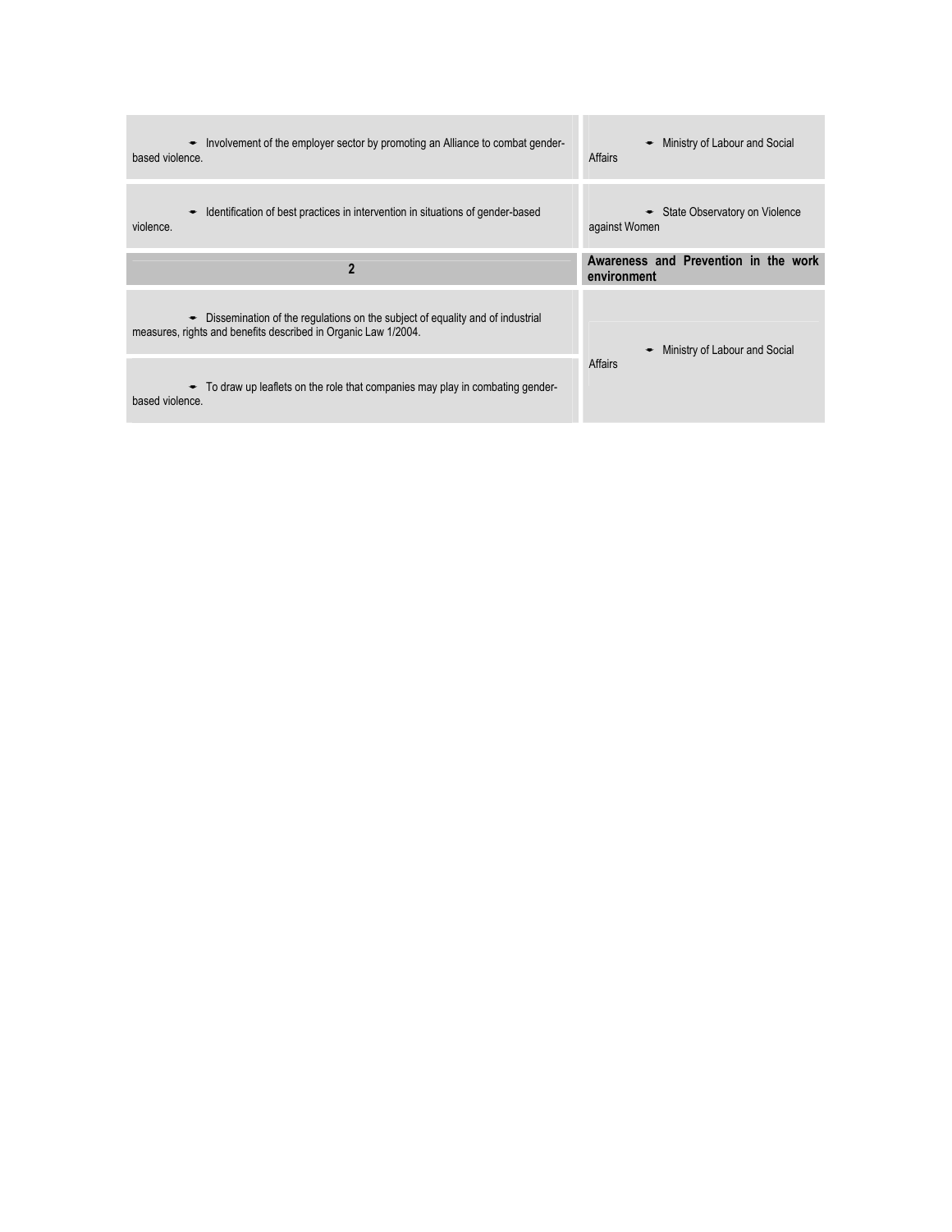| | |
|---|---|
| • Involvement of the employer sector by promoting an Alliance to combat gender-based violence. | • Ministry of Labour and Social Affairs |
| • Identification of best practices in intervention in situations of gender-based violence. | • State Observatory on Violence against Women |
| **2** | **Awareness and Prevention in the work environment** |
| • Dissemination of the regulations on the subject of equality and of industrial measures, rights and benefits described in Organic Law 1/2004. | • Ministry of Labour and Social Affairs |
| • To draw up leaflets on the role that companies may play in combating gender-based violence. | |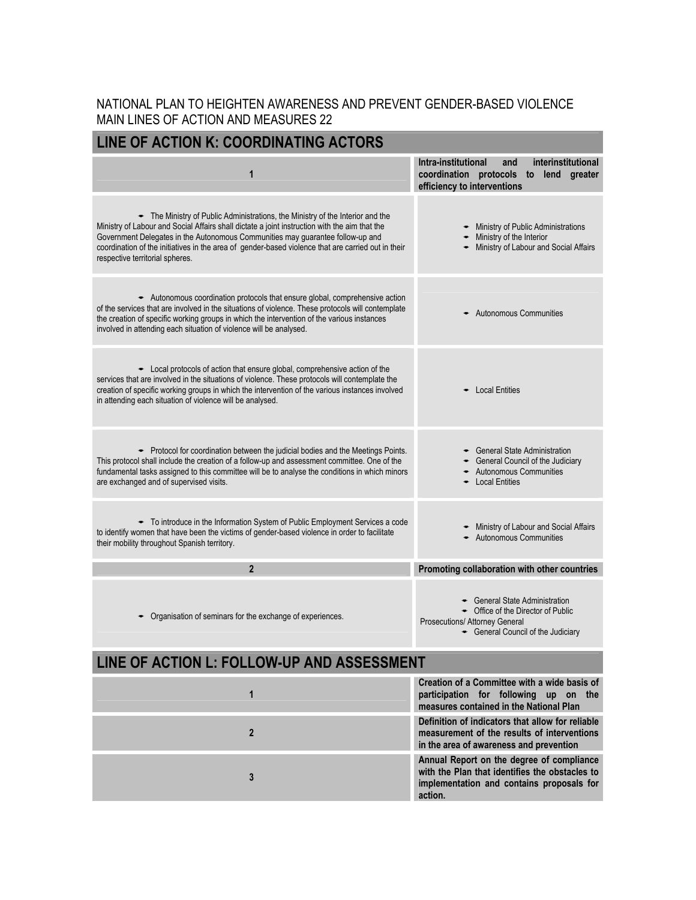NATIONAL PLAN TO HEIGHTEN AWARENESS AND PREVENT GENDER-BASED VIOLENCE
MAIN LINES OF ACTION AND MEASURES 22

## LINE OF ACTION K: COORDINATING ACTORS

| 1 | **Intra-institutional and interinstitutional coordination protocols to lend greater efficiency to interventions** |
|---|---|
| • The Ministry of Public Administrations, the Ministry of the Interior and the Ministry of Labour and Social Affairs shall dictate a joint instruction with the aim that the Government Delegates in the Autonomous Communities may guarantee follow-up and coordination of the initiatives in the area of gender-based violence that are carried out in their respective territorial spheres. | • Ministry of Public Administrations<br>• Ministry of the Interior<br>• Ministry of Labour and Social Affairs |
| • Autonomous coordination protocols that ensure global, comprehensive action of the services that are involved in the situations of violence. These protocols will contemplate the creation of specific working groups in which the intervention of the various instances involved in attending each situation of violence will be analysed. | • Autonomous Communities |
| • Local protocols of action that ensure global, comprehensive action of the services that are involved in the situations of violence. These protocols will contemplate the creation of specific working groups in which the intervention of the various instances involved in attending each situation of violence will be analysed. | • Local Entities |
| • Protocol for coordination between the judicial bodies and the Meetings Points. This protocol shall include the creation of a follow-up and assessment committee. One of the fundamental tasks assigned to this committee will be to analyse the conditions in which minors are exchanged and of supervised visits. | • General State Administration<br>• General Council of the Judiciary<br>• Autonomous Communities<br>• Local Entities |
| • To introduce in the Information System of Public Employment Services a code to identify women that have been the victims of gender-based violence in order to facilitate their mobility throughout Spanish territory. | • Ministry of Labour and Social Affairs<br>• Autonomous Communities |
| **2** | **Promoting collaboration with other countries** |
| • Organisation of seminars for the exchange of experiences. | • General State Administration<br>• Office of the Director of Public Prosecutions/ Attorney General<br>• General Council of the Judiciary |

## LINE OF ACTION L: FOLLOW-UP AND ASSESSMENT

| 1 | **Creation of a Committee with a wide basis of participation for following up on the measures contained in the National Plan** |
|---|---|
| **2** | **Definition of indicators that allow for reliable measurement of the results of interventions in the area of awareness and prevention** |
| **3** | **Annual Report on the degree of compliance with the Plan that identifies the obstacles to implementation and contains proposals for action.** |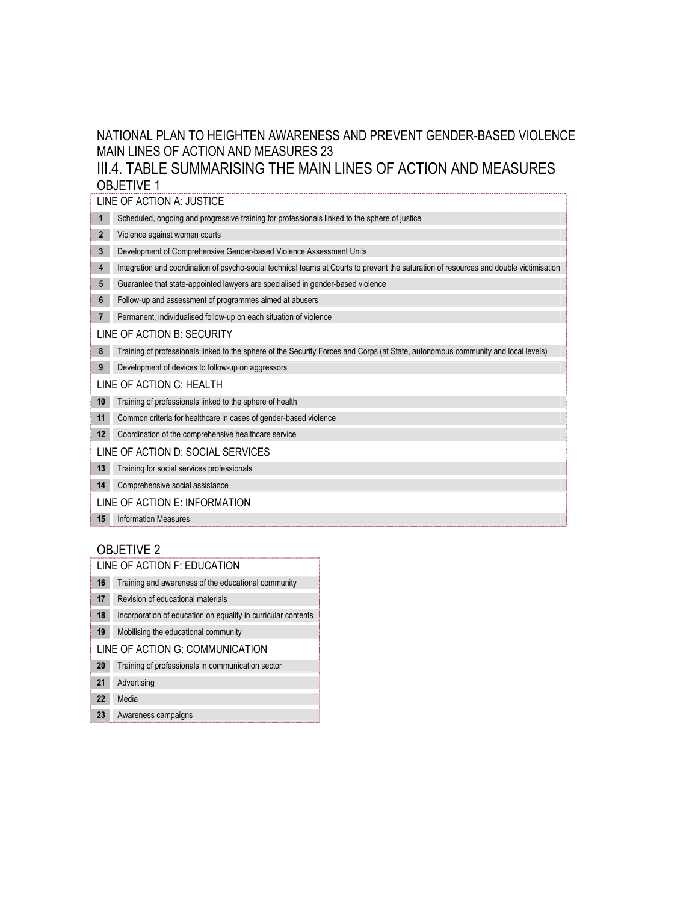NATIONAL PLAN TO HEIGHTEN AWARENESS AND PREVENT GENDER-BASED VIOLENCE
MAIN LINES OF ACTION AND MEASURES 23

## III.4. TABLE SUMMARISING THE MAIN LINES OF ACTION AND MEASURES

### OBJETIVE 1

| | LINE OF ACTION A: JUSTICE |
|---|---|
| 1 | Scheduled, ongoing and progressive training for professionals linked to the sphere of justice |
| 2 | Violence against women courts |
| 3 | Development of Comprehensive Gender-based Violence Assessment Units |
| 4 | Integration and coordination of psycho-social technical teams at Courts to prevent the saturation of resources and double victimisation |
| 5 | Guarantee that state-appointed lawyers are specialised in gender-based violence |
| 6 | Follow-up and assessment of programmes aimed at abusers |
| 7 | Permanent, individualised follow-up on each situation of violence |
| | **LINE OF ACTION B: SECURITY** |
| 8 | Training of professionals linked to the sphere of the Security Forces and Corps (at State, autonomous community and local levels) |
| 9 | Development of devices to follow-up on aggressors |
| | **LINE OF ACTION C: HEALTH** |
| 10 | Training of professionals linked to the sphere of health |
| 11 | Common criteria for healthcare in cases of gender-based violence |
| 12 | Coordination of the comprehensive healthcare service |
| | **LINE OF ACTION D: SOCIAL SERVICES** |
| 13 | Training for social services professionals |
| 14 | Comprehensive social assistance |
| | **LINE OF ACTION E: INFORMATION** |
| 15 | Information Measures |

### OBJETIVE 2

| | LINE OF ACTION F: EDUCATION |
|---|---|
| 16 | Training and awareness of the educational community |
| 17 | Revision of educational materials |
| 18 | Incorporation of education on equality in curricular contents |
| 19 | Mobilising the educational community |
| | **LINE OF ACTION G: COMMUNICATION** |
| 20 | Training of professionals in communication sector |
| 21 | Advertising |
| 22 | Media |
| 23 | Awareness campaigns |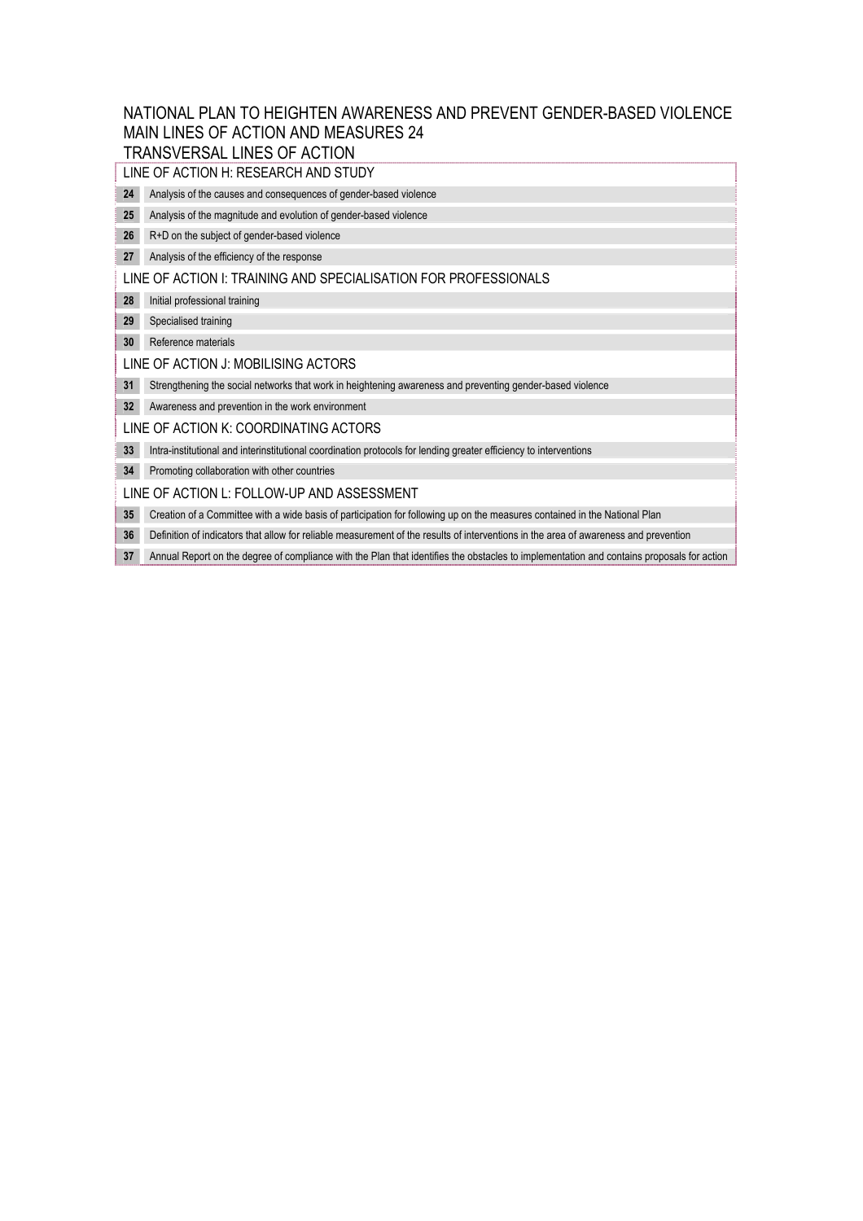# NATIONAL PLAN TO HEIGHTEN AWARENESS AND PREVENT GENDER-BASED VIOLENCE

## MAIN LINES OF ACTION AND MEASURES 24

## TRANSVERSAL LINES OF ACTION

| | |
|---|---|
| **LINE OF ACTION H: RESEARCH AND STUDY** | |
| **24** | Analysis of the causes and consequences of gender-based violence |
| **25** | Analysis of the magnitude and evolution of gender-based violence |
| **26** | R+D on the subject of gender-based violence |
| **27** | Analysis of the efficiency of the response |
| **LINE OF ACTION I: TRAINING AND SPECIALISATION FOR PROFESSIONALS** | |
| **28** | Initial professional training |
| **29** | Specialised training |
| **30** | Reference materials |
| **LINE OF ACTION J: MOBILISING ACTORS** | |
| **31** | Strengthening the social networks that work in heightening awareness and preventing gender-based violence |
| **32** | Awareness and prevention in the work environment |
| **LINE OF ACTION K: COORDINATING ACTORS** | |
| **33** | Intra-institutional and interinstitutional coordination protocols for lending greater efficiency to interventions |
| **34** | Promoting collaboration with other countries |
| **LINE OF ACTION L: FOLLOW-UP AND ASSESSMENT** | |
| **35** | Creation of a Committee with a wide basis of participation for following up on the measures contained in the National Plan |
| **36** | Definition of indicators that allow for reliable measurement of the results of interventions in the area of awareness and prevention |
| **37** | Annual Report on the degree of compliance with the Plan that identifies the obstacles to implementation and contains proposals for action |